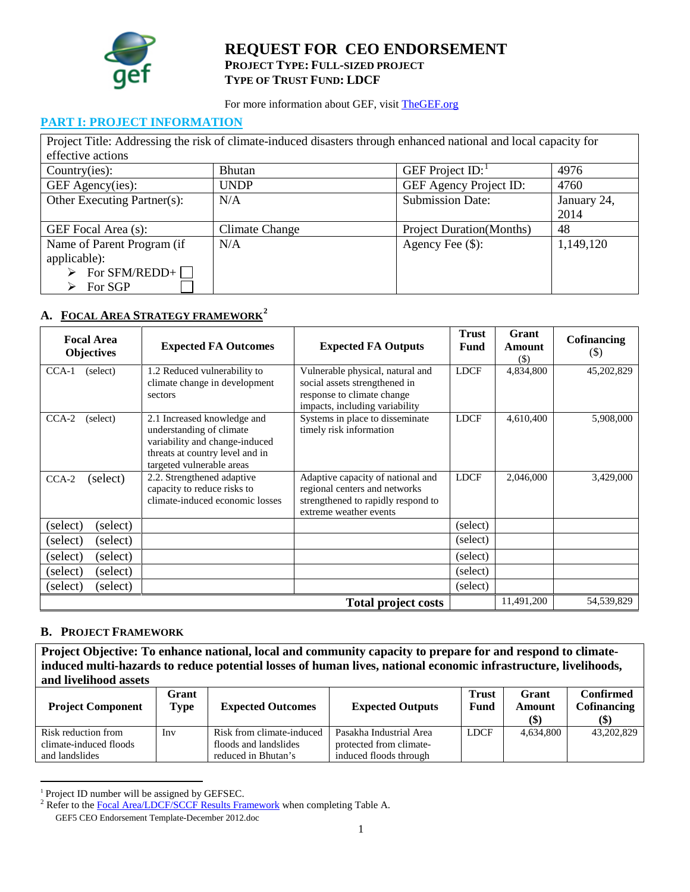# REQUEST FOR CEO ENDORSEMENT

**PROJECT TYPE: FULL-SIZED PROJECT**
**TYPE OF TRUST FUND: LDCF**

For more information about GEF, visit TheGEF.org

## PART I: PROJECT INFORMATION

| | | | |
|---|---|---|---|
| Project Title: Addressing the risk of climate-induced disasters through enhanced national and local capacity for effective actions | | | |
| Country(ies): | Bhutan | GEF Project ID:[1] | 4976 |
| GEF Agency(ies): | UNDP | GEF Agency Project ID: | 4760 |
| Other Executing Partner(s): | N/A | Submission Date: | January 24, 2014 |
| GEF Focal Area (s): | Climate Change | Project Duration(Months) | 48 |
| Name of Parent Program (if applicable): ➢ For SFM/REDD+ ☐ ➢ For SGP ☐ | N/A | Agency Fee ($): | 1,149,120 |

### A. FOCAL AREA STRATEGY FRAMEWORK[2]

| Focal Area Objectives | | Expected FA Outcomes | Expected FA Outputs | Trust Fund | Grant Amount ($) | Cofinancing ($) |
|---|---|---|---|---|---|---|
| CCA-1 | (select) | 1.2 Reduced vulnerability to climate change in development sectors | Vulnerable physical, natural and social assets strengthened in response to climate change impacts, including variability | LDCF | 4,834,800 | 45,202,829 |
| CCA-2 | (select) | 2.1 Increased knowledge and understanding of climate variability and change-induced threats at country level and in targeted vulnerable areas | Systems in place to disseminate timely risk information | LDCF | 4,610,400 | 5,908,000 |
| CCA-2 | (select) | 2.2. Strengthened adaptive capacity to reduce risks to climate-induced economic losses | Adaptive capacity of national and regional centers and networks strengthened to rapidly respond to extreme weather events | LDCF | 2,046,000 | 3,429,000 |
| (select) | (select) | | | (select) | | |
| (select) | (select) | | | (select) | | |
| (select) | (select) | | | (select) | | |
| (select) | (select) | | | (select) | | |
| (select) | (select) | | | (select) | | |
| | | | **Total project costs** | | 11,491,200 | 54,539,829 |

### B. PROJECT FRAMEWORK

**Project Objective: To enhance national, local and community capacity to prepare for and respond to climate-induced multi-hazards to reduce potential losses of human lives, national economic infrastructure, livelihoods, and livelihood assets**

| Project Component | Grant Type | Expected Outcomes | Expected Outputs | Trust Fund | Grant Amount ($) | Confirmed Cofinancing ($) |
|---|---|---|---|---|---|---|
| Risk reduction from climate-induced floods and landslides | Inv | Risk from climate-induced floods and landslides reduced in Bhutan's | Pasakha Industrial Area protected from climate-induced floods through | LDCF | 4,634,800 | 43,202,829 |

[1] Project ID number will be assigned by GEFSEC.
[2] Refer to the Focal Area/LDCF/SCCF Results Framework when completing Table A.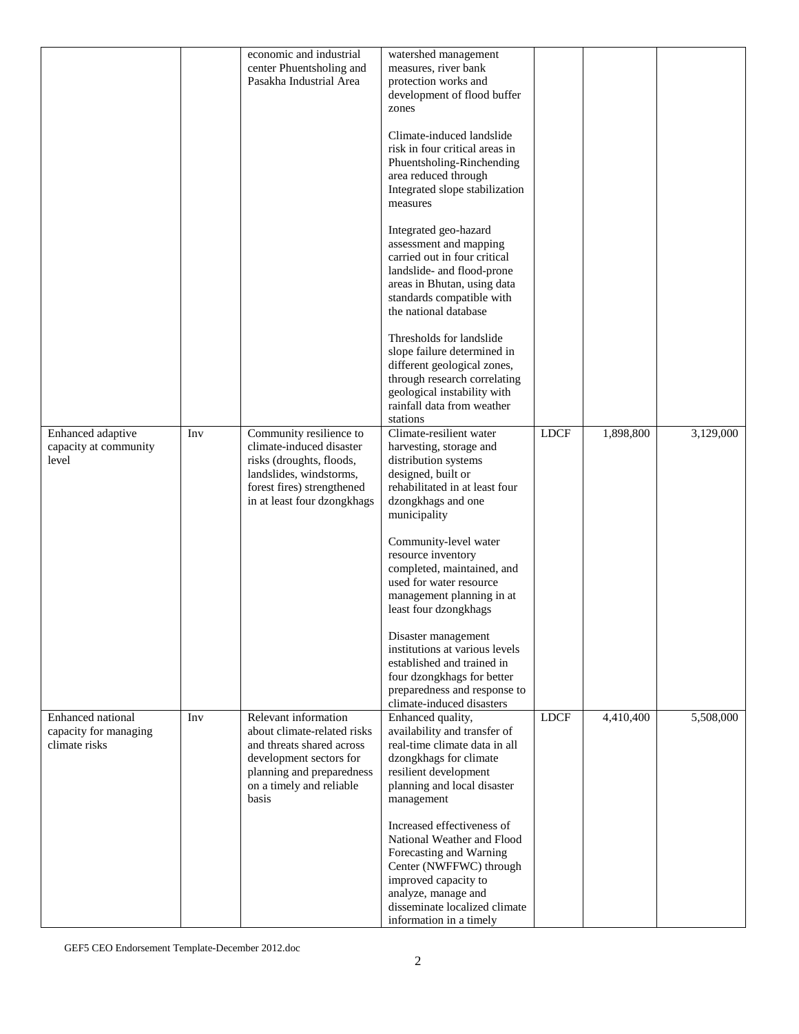| | | | | | | |
|---|---|---|---|---|---|---|
| | | economic and industrial center Phuentsholing and Pasakha Industrial Area | watershed management measures, river bank protection works and development of flood buffer zones<br><br>Climate-induced landslide risk in four critical areas in Phuentsholing-Rinchending area reduced through Integrated slope stabilization measures<br><br>Integrated geo-hazard assessment and mapping carried out in four critical landslide- and flood-prone areas in Bhutan, using data standards compatible with the national database<br><br>Thresholds for landslide slope failure determined in different geological zones, through research correlating geological instability with rainfall data from weather stations | | | |
| Enhanced adaptive capacity at community level | Inv | Community resilience to climate-induced disaster risks (droughts, floods, landslides, windstorms, forest fires) strengthened in at least four dzongkhags | Climate-resilient water harvesting, storage and distribution systems designed, built or rehabilitated in at least four dzongkhags and one municipality<br><br>Community-level water resource inventory completed, maintained, and used for water resource management planning in at least four dzongkhags<br><br>Disaster management institutions at various levels established and trained in four dzongkhags for better preparedness and response to climate-induced disasters | LDCF | 1,898,800 | 3,129,000 |
| Enhanced national capacity for managing climate risks | Inv | Relevant information about climate-related risks and threats shared across development sectors for planning and preparedness on a timely and reliable basis | Enhanced quality, availability and transfer of real-time climate data in all dzongkhags for climate resilient development planning and local disaster management<br><br>Increased effectiveness of National Weather and Flood Forecasting and Warning Center (NWFFWC) through improved capacity to analyze, manage and disseminate localized climate information in a timely | LDCF | 4,410,400 | 5,508,000 |

GEF5 CEO Endorsement Template-December 2012.doc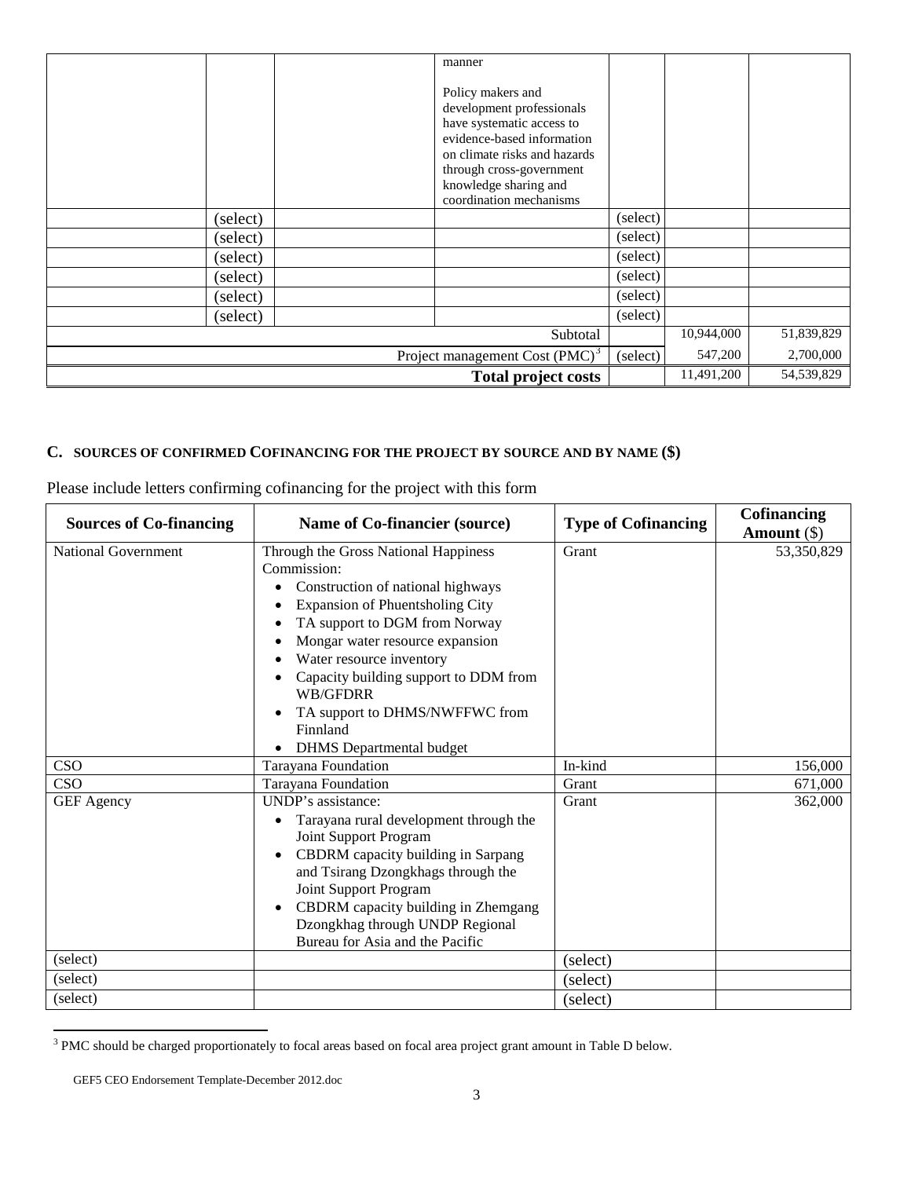| | | | | | | |
|---|---|---|---|---|---|---|
| | | | manner<br><br>Policy makers and development professionals have systematic access to evidence-based information on climate risks and hazards through cross-government knowledge sharing and coordination mechanisms | | | |
| | (select) | | | (select) | | |
| | (select) | | | (select) | | |
| | (select) | | | (select) | | |
| | (select) | | | (select) | | |
| | (select) | | | (select) | | |
| | (select) | | | (select) | | |
| | | | Subtotal | | 10,944,000 | 51,839,829 |
| | | | Project management Cost (PMC)[3] | (select) | 547,200 | 2,700,000 |
| | | | **Total project costs** | | 11,491,200 | 54,539,829 |

### C. SOURCES OF CONFIRMED COFINANCING FOR THE PROJECT BY SOURCE AND BY NAME ($)

Please include letters confirming cofinancing for the project with this form

| Sources of Co-financing | Name of Co-financier (source) | Type of Cofinancing | Cofinancing Amount ($) |
|---|---|---|---|
| National Government | Through the Gross National Happiness Commission:<br>• Construction of national highways<br>• Expansion of Phuentsholing City<br>• TA support to DGM from Norway<br>• Mongar water resource expansion<br>• Water resource inventory<br>• Capacity building support to DDM from WB/GFDRR<br>• TA support to DHMS/NWFFWC from Finnland<br>• DHMS Departmental budget | Grant | 53,350,829 |
| CSO | Tarayana Foundation | In-kind | 156,000 |
| CSO | Tarayana Foundation | Grant | 671,000 |
| GEF Agency | UNDP's assistance:<br>• Tarayana rural development through the Joint Support Program<br>• CBDRM capacity building in Sarpang and Tsirang Dzongkhags through the Joint Support Program<br>• CBDRM capacity building in Zhemgang Dzongkhag through UNDP Regional Bureau for Asia and the Pacific | Grant | 362,000 |
| (select) | | (select) | |
| (select) | | (select) | |
| (select) | | (select) | |

[3] PMC should be charged proportionately to focal areas based on focal area project grant amount in Table D below.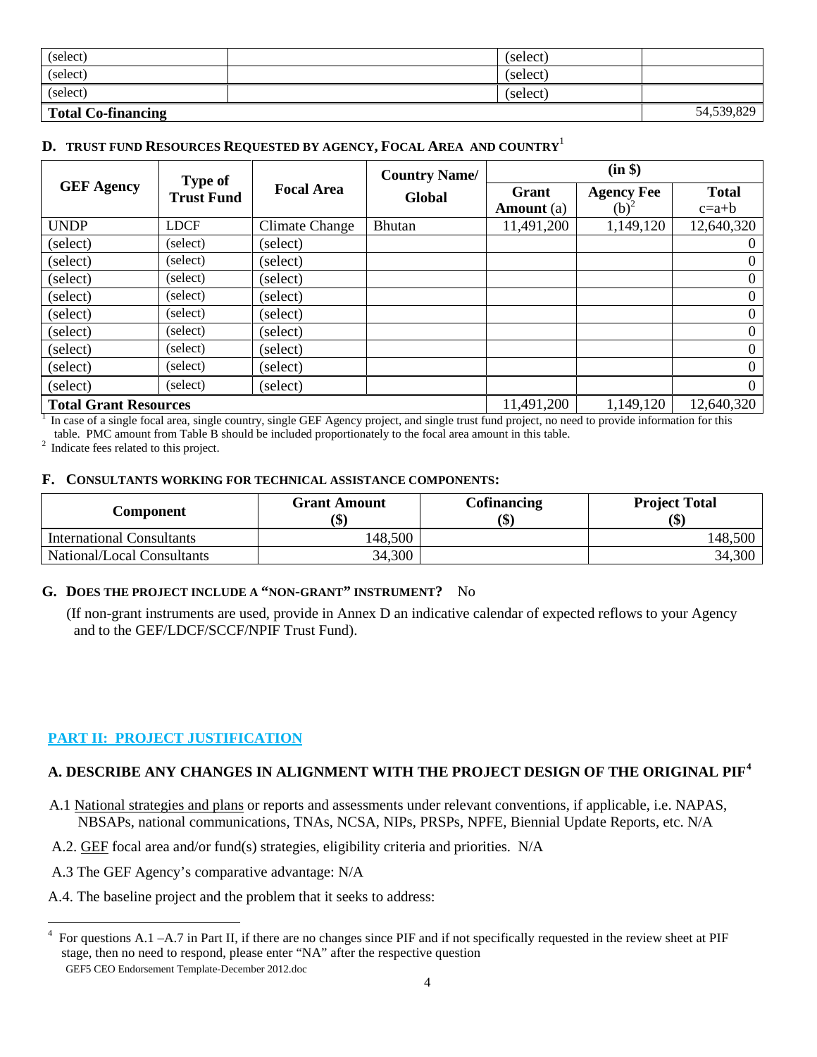| | | | |
|---|---|---|---|
| (select) | | (select) | |
| (select) | | (select) | |
| (select) | | (select) | |
| **Total Co-financing** | | | 54,539,829 |

## D. Trust Fund Resources Requested by Agency, Focal Area and Country[1]

| GEF Agency | Type of Trust Fund | Focal Area | Country Name/ Global | (in $) | | |
|---|---|---|---|---|---|---|
| | | | | Grant Amount (a) | Agency Fee (b)[2] | Total c=a+b |
| UNDP | LDCF | Climate Change | Bhutan | 11,491,200 | 1,149,120 | 12,640,320 |
| (select) | (select) | (select) | | | | 0 |
| (select) | (select) | (select) | | | | 0 |
| (select) | (select) | (select) | | | | 0 |
| (select) | (select) | (select) | | | | 0 |
| (select) | (select) | (select) | | | | 0 |
| (select) | (select) | (select) | | | | 0 |
| (select) | (select) | (select) | | | | 0 |
| (select) | (select) | (select) | | | | 0 |
| (select) | (select) | (select) | | | | 0 |
| **Total Grant Resources** | | | | 11,491,200 | 1,149,120 | 12,640,320 |

[1] In case of a single focal area, single country, single GEF Agency project, and single trust fund project, no need to provide information for this table. PMC amount from Table B should be included proportionately to the focal area amount in this table.

[2] Indicate fees related to this project.

## F. Consultants Working for Technical Assistance Components:

| Component | Grant Amount ($) | Cofinancing ($) | Project Total ($) |
|---|---|---|---|
| International Consultants | 148,500 | | 148,500 |
| National/Local Consultants | 34,300 | | 34,300 |

## G. Does the project include a "non-grant" instrument? No

(If non-grant instruments are used, provide in Annex D an indicative calendar of expected reflows to your Agency and to the GEF/LDCF/SCCF/NPIF Trust Fund).

# PART II: PROJECT JUSTIFICATION

## A. DESCRIBE ANY CHANGES IN ALIGNMENT WITH THE PROJECT DESIGN OF THE ORIGINAL PIF[4]

A.1 National strategies and plans or reports and assessments under relevant conventions, if applicable, i.e. NAPAS, NBSAPs, national communications, TNAs, NCSA, NIPs, PRSPs, NPFE, Biennial Update Reports, etc. N/A

A.2. GEF focal area and/or fund(s) strategies, eligibility criteria and priorities. N/A

A.3 The GEF Agency's comparative advantage: N/A

A.4. The baseline project and the problem that it seeks to address:

[4] For questions A.1 –A.7 in Part II, if there are no changes since PIF and if not specifically requested in the review sheet at PIF stage, then no need to respond, please enter "NA" after the respective question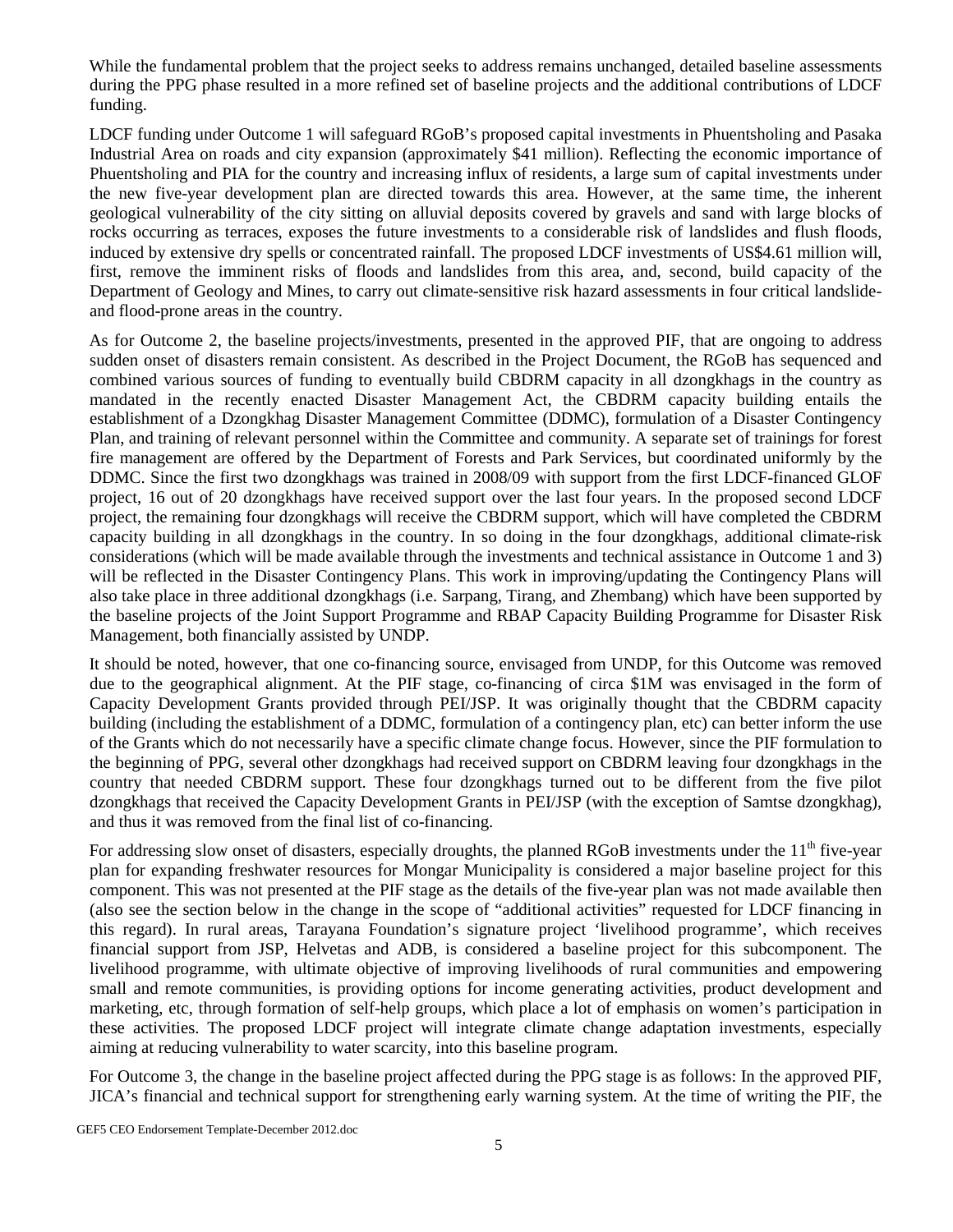While the fundamental problem that the project seeks to address remains unchanged, detailed baseline assessments during the PPG phase resulted in a more refined set of baseline projects and the additional contributions of LDCF funding.

LDCF funding under Outcome 1 will safeguard RGoB's proposed capital investments in Phuentsholing and Pasaka Industrial Area on roads and city expansion (approximately $41 million). Reflecting the economic importance of Phuentsholing and PIA for the country and increasing influx of residents, a large sum of capital investments under the new five-year development plan are directed towards this area. However, at the same time, the inherent geological vulnerability of the city sitting on alluvial deposits covered by gravels and sand with large blocks of rocks occurring as terraces, exposes the future investments to a considerable risk of landslides and flush floods, induced by extensive dry spells or concentrated rainfall. The proposed LDCF investments of US$4.61 million will, first, remove the imminent risks of floods and landslides from this area, and, second, build capacity of the Department of Geology and Mines, to carry out climate-sensitive risk hazard assessments in four critical landslide- and flood-prone areas in the country.

As for Outcome 2, the baseline projects/investments, presented in the approved PIF, that are ongoing to address sudden onset of disasters remain consistent. As described in the Project Document, the RGoB has sequenced and combined various sources of funding to eventually build CBDRM capacity in all dzongkhags in the country as mandated in the recently enacted Disaster Management Act, the CBDRM capacity building entails the establishment of a Dzongkhag Disaster Management Committee (DDMC), formulation of a Disaster Contingency Plan, and training of relevant personnel within the Committee and community. A separate set of trainings for forest fire management are offered by the Department of Forests and Park Services, but coordinated uniformly by the DDMC. Since the first two dzongkhags was trained in 2008/09 with support from the first LDCF-financed GLOF project, 16 out of 20 dzongkhags have received support over the last four years. In the proposed second LDCF project, the remaining four dzongkhags will receive the CBDRM support, which will have completed the CBDRM capacity building in all dzongkhags in the country. In so doing in the four dzongkhags, additional climate-risk considerations (which will be made available through the investments and technical assistance in Outcome 1 and 3) will be reflected in the Disaster Contingency Plans. This work in improving/updating the Contingency Plans will also take place in three additional dzongkhags (i.e. Sarpang, Tirang, and Zhembang) which have been supported by the baseline projects of the Joint Support Programme and RBAP Capacity Building Programme for Disaster Risk Management, both financially assisted by UNDP.

It should be noted, however, that one co-financing source, envisaged from UNDP, for this Outcome was removed due to the geographical alignment. At the PIF stage, co-financing of circa $1M was envisaged in the form of Capacity Development Grants provided through PEI/JSP. It was originally thought that the CBDRM capacity building (including the establishment of a DDMC, formulation of a contingency plan, etc) can better inform the use of the Grants which do not necessarily have a specific climate change focus. However, since the PIF formulation to the beginning of PPG, several other dzongkhags had received support on CBDRM leaving four dzongkhags in the country that needed CBDRM support. These four dzongkhags turned out to be different from the five pilot dzongkhags that received the Capacity Development Grants in PEI/JSP (with the exception of Samtse dzongkhag), and thus it was removed from the final list of co-financing.

For addressing slow onset of disasters, especially droughts, the planned RGoB investments under the 11[th] five-year plan for expanding freshwater resources for Mongar Municipality is considered a major baseline project for this component. This was not presented at the PIF stage as the details of the five-year plan was not made available then (also see the section below in the change in the scope of "additional activities" requested for LDCF financing in this regard). In rural areas, Tarayana Foundation's signature project 'livelihood programme', which receives financial support from JSP, Helvetas and ADB, is considered a baseline project for this subcomponent. The livelihood programme, with ultimate objective of improving livelihoods of rural communities and empowering small and remote communities, is providing options for income generating activities, product development and marketing, etc, through formation of self-help groups, which place a lot of emphasis on women's participation in these activities. The proposed LDCF project will integrate climate change adaptation investments, especially aiming at reducing vulnerability to water scarcity, into this baseline program.

For Outcome 3, the change in the baseline project affected during the PPG stage is as follows: In the approved PIF, JICA's financial and technical support for strengthening early warning system. At the time of writing the PIF, the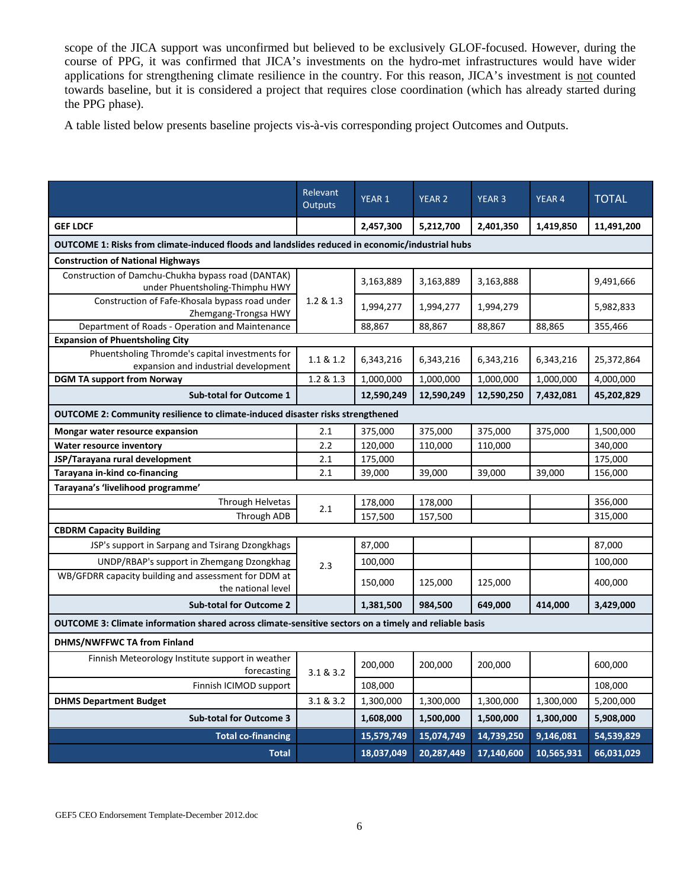scope of the JICA support was unconfirmed but believed to be exclusively GLOF-focused. However, during the course of PPG, it was confirmed that JICA's investments on the hydro-met infrastructures would have wider applications for strengthening climate resilience in the country. For this reason, JICA's investment is not counted towards baseline, but it is considered a project that requires close coordination (which has already started during the PPG phase).

A table listed below presents baseline projects vis-à-vis corresponding project Outcomes and Outputs.

| | Relevant Outputs | YEAR 1 | YEAR 2 | YEAR 3 | YEAR 4 | TOTAL |
|---|---|---|---|---|---|---|
| **GEF LDCF** | | **2,457,300** | **5,212,700** | **2,401,350** | **1,419,850** | **11,491,200** |
| **OUTCOME 1: Risks from climate-induced floods and landslides reduced in economic/industrial hubs** | | | | | | |
| **Construction of National Highways** | | | | | | |
| Construction of Damchu-Chukha bypass road (DANTAK) under Phuentsholing-Thimphu HWY | 1.2 & 1.3 | 3,163,889 | 3,163,889 | 3,163,888 | | 9,491,666 |
| Construction of Fafe-Khosala bypass road under Zhemgang-Trongsa HWY | 1.2 & 1.3 | 1,994,277 | 1,994,277 | 1,994,279 | | 5,982,833 |
| Department of Roads - Operation and Maintenance | 1.2 & 1.3 | 88,867 | 88,867 | 88,867 | 88,865 | 355,466 |
| **Expansion of Phuentsholing City** | | | | | | |
| Phuentsholing Thromde's capital investments for expansion and industrial development | 1.1 & 1.2 | 6,343,216 | 6,343,216 | 6,343,216 | 6,343,216 | 25,372,864 |
| **DGM TA support from Norway** | 1.2 & 1.3 | 1,000,000 | 1,000,000 | 1,000,000 | 1,000,000 | 4,000,000 |
| **Sub-total for Outcome 1** | | **12,590,249** | **12,590,249** | **12,590,250** | **7,432,081** | **45,202,829** |
| **OUTCOME 2: Community resilience to climate-induced disaster risks strengthened** | | | | | | |
| **Mongar water resource expansion** | 2.1 | 375,000 | 375,000 | 375,000 | 375,000 | 1,500,000 |
| **Water resource inventory** | 2.2 | 120,000 | 110,000 | 110,000 | | 340,000 |
| **JSP/Tarayana rural development** | 2.1 | 175,000 | | | | 175,000 |
| **Tarayana in-kind co-financing** | 2.1 | 39,000 | 39,000 | 39,000 | 39,000 | 156,000 |
| **Tarayana's 'livelihood programme'** | | | | | | |
| Through Helvetas | 2.1 | 178,000 | 178,000 | | | 356,000 |
| Through ADB | 2.1 | 157,500 | 157,500 | | | 315,000 |
| **CBDRM Capacity Building** | | | | | | |
| JSP's support in Sarpang and Tsirang Dzongkhags | 2.3 | 87,000 | | | | 87,000 |
| UNDP/RBAP's support in Zhemgang Dzongkhag | 2.3 | 100,000 | | | | 100,000 |
| WB/GFDRR capacity building and assessment for DDM at the national level | 2.3 | 150,000 | 125,000 | 125,000 | | 400,000 |
| **Sub-total for Outcome 2** | | **1,381,500** | **984,500** | **649,000** | **414,000** | **3,429,000** |
| **OUTCOME 3: Climate information shared across climate-sensitive sectors on a timely and reliable basis** | | | | | | |
| **DHMS/NWFFWC TA from Finland** | | | | | | |
| Finnish Meteorology Institute support in weather forecasting | 3.1 & 3.2 | 200,000 | 200,000 | 200,000 | | 600,000 |
| Finnish ICIMOD support | 3.1 & 3.2 | 108,000 | | | | 108,000 |
| **DHMS Department Budget** | 3.1 & 3.2 | 1,300,000 | 1,300,000 | 1,300,000 | 1,300,000 | 5,200,000 |
| **Sub-total for Outcome 3** | | **1,608,000** | **1,500,000** | **1,500,000** | **1,300,000** | **5,908,000** |
| **Total co-financing** | | **15,579,749** | **15,074,749** | **14,739,250** | **9,146,081** | **54,539,829** |
| **Total** | | **18,037,049** | **20,287,449** | **17,140,600** | **10,565,931** | **66,031,029** |

GEF5 CEO Endorsement Template-December 2012.doc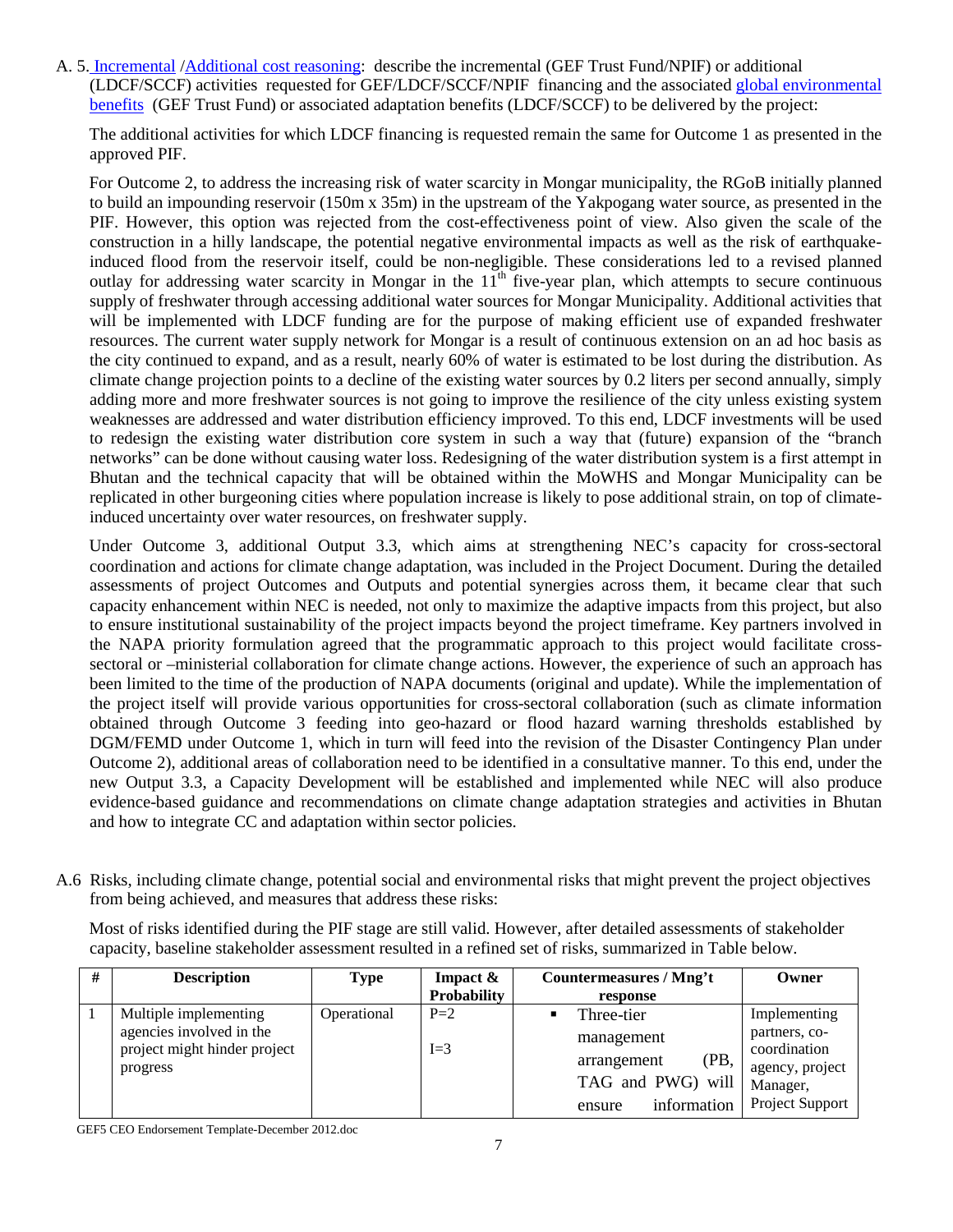A. 5. Incremental /Additional cost reasoning: describe the incremental (GEF Trust Fund/NPIF) or additional (LDCF/SCCF) activities requested for GEF/LDCF/SCCF/NPIF financing and the associated global environmental benefits (GEF Trust Fund) or associated adaptation benefits (LDCF/SCCF) to be delivered by the project:

The additional activities for which LDCF financing is requested remain the same for Outcome 1 as presented in the approved PIF.

For Outcome 2, to address the increasing risk of water scarcity in Mongar municipality, the RGoB initially planned to build an impounding reservoir (150m x 35m) in the upstream of the Yakpogang water source, as presented in the PIF. However, this option was rejected from the cost-effectiveness point of view. Also given the scale of the construction in a hilly landscape, the potential negative environmental impacts as well as the risk of earthquake-induced flood from the reservoir itself, could be non-negligible. These considerations led to a revised planned outlay for addressing water scarcity in Mongar in the 11th five-year plan, which attempts to secure continuous supply of freshwater through accessing additional water sources for Mongar Municipality. Additional activities that will be implemented with LDCF funding are for the purpose of making efficient use of expanded freshwater resources. The current water supply network for Mongar is a result of continuous extension on an ad hoc basis as the city continued to expand, and as a result, nearly 60% of water is estimated to be lost during the distribution. As climate change projection points to a decline of the existing water sources by 0.2 liters per second annually, simply adding more and more freshwater sources is not going to improve the resilience of the city unless existing system weaknesses are addressed and water distribution efficiency improved. To this end, LDCF investments will be used to redesign the existing water distribution core system in such a way that (future) expansion of the "branch networks" can be done without causing water loss. Redesigning of the water distribution system is a first attempt in Bhutan and the technical capacity that will be obtained within the MoWHS and Mongar Municipality can be replicated in other burgeoning cities where population increase is likely to pose additional strain, on top of climate-induced uncertainty over water resources, on freshwater supply.

Under Outcome 3, additional Output 3.3, which aims at strengthening NEC's capacity for cross-sectoral coordination and actions for climate change adaptation, was included in the Project Document. During the detailed assessments of project Outcomes and Outputs and potential synergies across them, it became clear that such capacity enhancement within NEC is needed, not only to maximize the adaptive impacts from this project, but also to ensure institutional sustainability of the project impacts beyond the project timeframe. Key partners involved in the NAPA priority formulation agreed that the programmatic approach to this project would facilitate cross-sectoral or –ministerial collaboration for climate change actions. However, the experience of such an approach has been limited to the time of the production of NAPA documents (original and update). While the implementation of the project itself will provide various opportunities for cross-sectoral collaboration (such as climate information obtained through Outcome 3 feeding into geo-hazard or flood hazard warning thresholds established by DGM/FEMD under Outcome 1, which in turn will feed into the revision of the Disaster Contingency Plan under Outcome 2), additional areas of collaboration need to be identified in a consultative manner. To this end, under the new Output 3.3, a Capacity Development will be established and implemented while NEC will also produce evidence-based guidance and recommendations on climate change adaptation strategies and activities in Bhutan and how to integrate CC and adaptation within sector policies.

A.6 Risks, including climate change, potential social and environmental risks that might prevent the project objectives from being achieved, and measures that address these risks:

Most of risks identified during the PIF stage are still valid. However, after detailed assessments of stakeholder capacity, baseline stakeholder assessment resulted in a refined set of risks, summarized in Table below.

| # | Description | Type | Impact & Probability | Countermeasures / Mng't response | Owner |
|---|---|---|---|---|---|
| 1 | Multiple implementing agencies involved in the project might hinder project progress | Operational | P=2<br><br>I=3 | ▪ Three-tier management arrangement (PB, TAG and PWG) will ensure information | Implementing partners, co-coordination agency, project Manager, Project Support |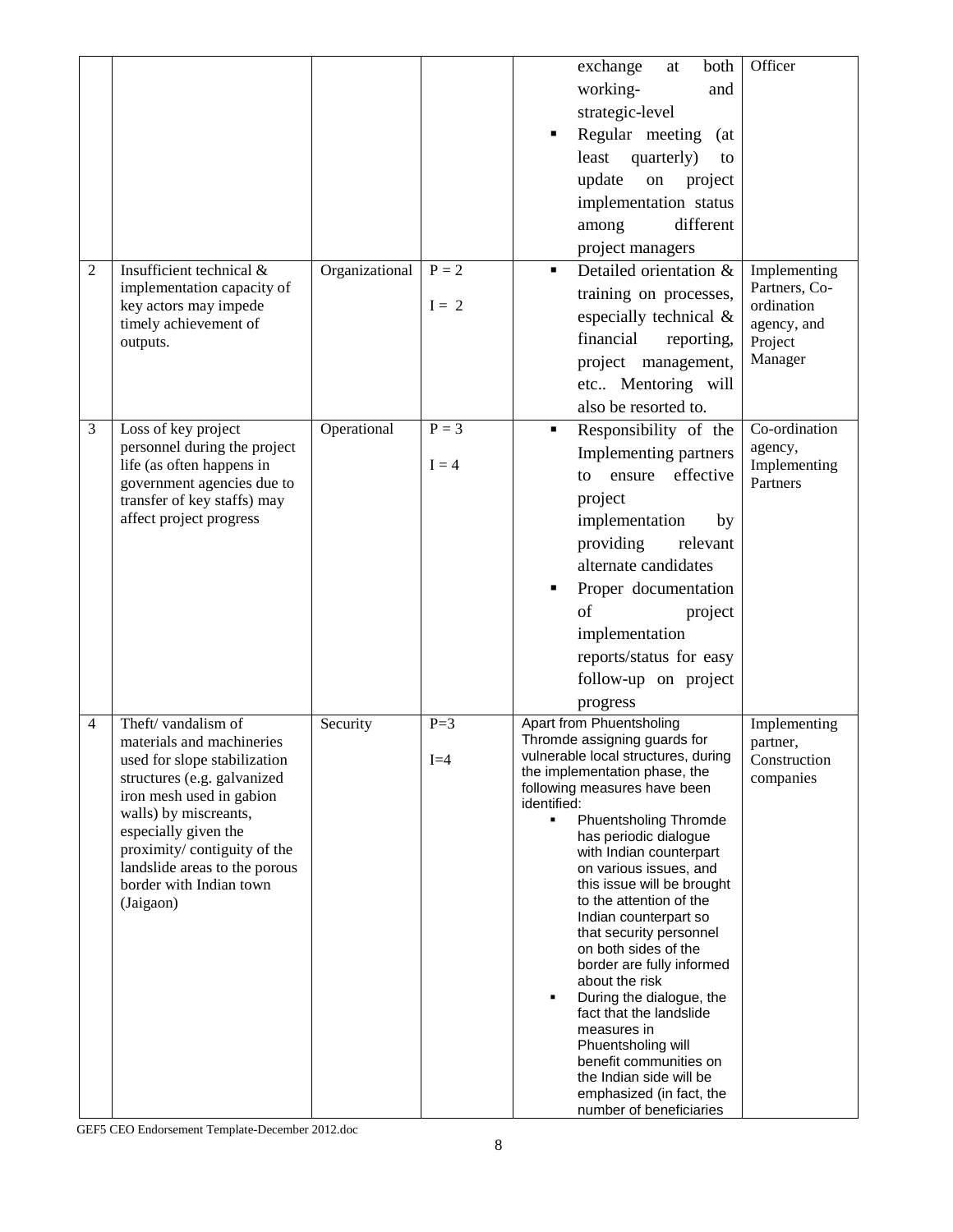| | | | | | |
|---|---|---|---|---|---|
| | | | | exchange at both working- and strategic-level<br>▪ Regular meeting (at least quarterly) to update on project implementation status among different project managers | Officer |
| 2 | Insufficient technical & implementation capacity of key actors may impede timely achievement of outputs. | Organizational | P = 2<br><br>I = 2 | ▪ Detailed orientation & training on processes, especially technical & financial reporting, project management, etc.. Mentoring will also be resorted to. | Implementing Partners, Co-ordination agency, and Project Manager |
| 3 | Loss of key project personnel during the project life (as often happens in government agencies due to transfer of key staffs) may affect project progress | Operational | P = 3<br><br>I = 4 | ▪ Responsibility of the Implementing partners to ensure effective project implementation by providing relevant alternate candidates<br>▪ Proper documentation of project implementation reports/status for easy follow-up on project progress | Co-ordination agency, Implementing Partners |
| 4 | Theft/ vandalism of materials and machineries used for slope stabilization structures (e.g. galvanized iron mesh used in gabion walls) by miscreants, especially given the proximity/ contiguity of the landslide areas to the porous border with Indian town (Jaigaon) | Security | P=3<br><br>I=4 | Apart from Phuentsholing Thromde assigning guards for vulnerable local structures, during the implementation phase, the following measures have been identified:<br>▪ Phuentsholing Thromde has periodic dialogue with Indian counterpart on various issues, and this issue will be brought to the attention of the Indian counterpart so that security personnel on both sides of the border are fully informed about the risk<br>▪ During the dialogue, the fact that the landslide measures in Phuentsholing will benefit communities on the Indian side will be emphasized (in fact, the number of beneficiaries | Implementing partner, Construction companies |

GEF5 CEO Endorsement Template-December 2012.doc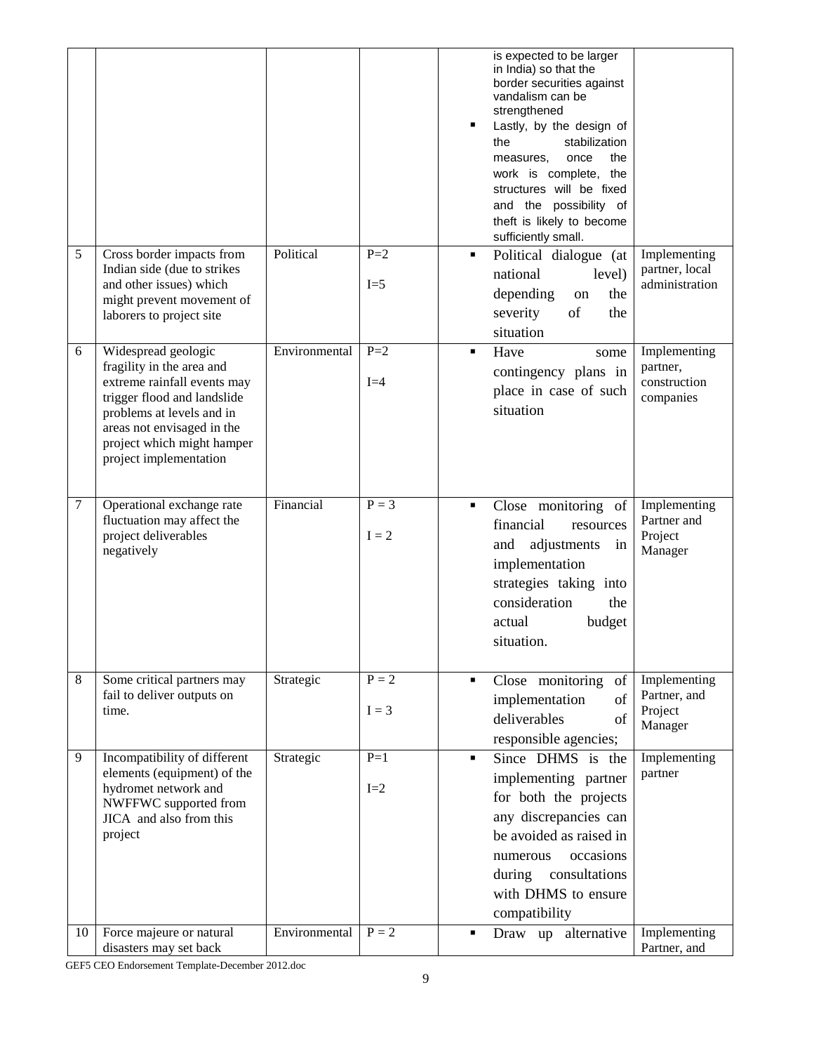| | | | | | |
|---|---|---|---|---|---|
| | | | | is expected to be larger in India) so that the border securities against vandalism can be strengthened<br>▪ Lastly, by the design of the stabilization measures, once the work is complete, the structures will be fixed and the possibility of theft is likely to become sufficiently small. | |
| 5 | Cross border impacts from Indian side (due to strikes and other issues) which might prevent movement of laborers to project site | Political | P=2<br><br>I=5 | ▪ Political dialogue (at national level) depending on the severity of the situation | Implementing partner, local administration |
| 6 | Widespread geologic fragility in the area and extreme rainfall events may trigger flood and landslide problems at levels and in areas not envisaged in the project which might hamper project implementation | Environmental | P=2<br><br>I=4 | ▪ Have some contingency plans in place in case of such situation | Implementing partner, construction companies |
| 7 | Operational exchange rate fluctuation may affect the project deliverables negatively | Financial | P = 3<br><br>I = 2 | ▪ Close monitoring of financial resources and adjustments in implementation strategies taking into consideration the actual budget situation. | Implementing Partner and Project Manager |
| 8 | Some critical partners may fail to deliver outputs on time. | Strategic | P = 2<br><br>I = 3 | ▪ Close monitoring of implementation of deliverables of responsible agencies; | Implementing Partner, and Project Manager |
| 9 | Incompatibility of different elements (equipment) of the hydromet network and NWFFWC supported from JICA and also from this project | Strategic | P=1<br><br>I=2 | ▪ Since DHMS is the implementing partner for both the projects any discrepancies can be avoided as raised in numerous occasions during consultations with DHMS to ensure compatibility | Implementing partner |
| 10 | Force majeure or natural disasters may set back | Environmental | P = 2 | ▪ Draw up alternative | Implementing Partner, and |

GEF5 CEO Endorsement Template-December 2012.doc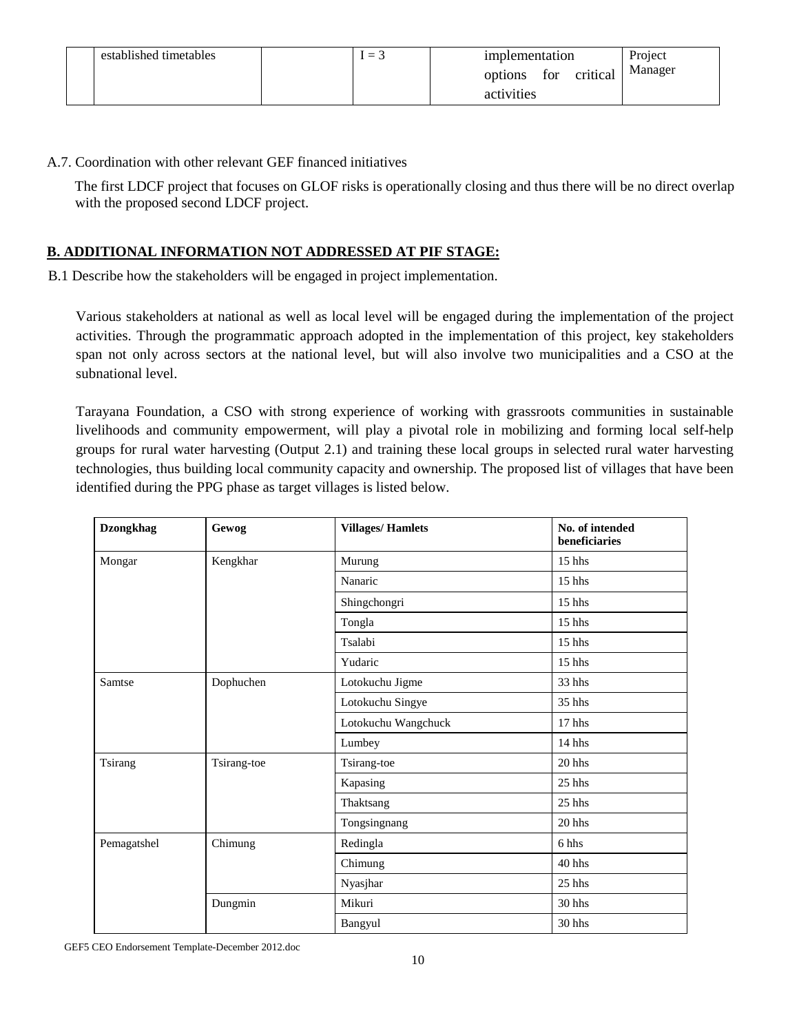| | | | | | |
|---|---|---|---|---|---|
| | established timetables | | I = 3 | implementation options for critical activities | Project Manager |

A.7. Coordination with other relevant GEF financed initiatives

The first LDCF project that focuses on GLOF risks is operationally closing and thus there will be no direct overlap with the proposed second LDCF project.

## B. ADDITIONAL INFORMATION NOT ADDRESSED AT PIF STAGE:

B.1 Describe how the stakeholders will be engaged in project implementation.

Various stakeholders at national as well as local level will be engaged during the implementation of the project activities. Through the programmatic approach adopted in the implementation of this project, key stakeholders span not only across sectors at the national level, but will also involve two municipalities and a CSO at the subnational level.

Tarayana Foundation, a CSO with strong experience of working with grassroots communities in sustainable livelihoods and community empowerment, will play a pivotal role in mobilizing and forming local self-help groups for rural water harvesting (Output 2.1) and training these local groups in selected rural water harvesting technologies, thus building local community capacity and ownership. The proposed list of villages that have been identified during the PPG phase as target villages is listed below.

| Dzongkhag | Gewog | Villages/ Hamlets | No. of intended beneficiaries |
|---|---|---|---|
| Mongar | Kengkhar | Murung | 15 hhs |
| | | Nanaric | 15 hhs |
| | | Shingchongri | 15 hhs |
| | | Tongla | 15 hhs |
| | | Tsalabi | 15 hhs |
| | | Yudaric | 15 hhs |
| Samtse | Dophuchen | Lotokuchu Jigme | 33 hhs |
| | | Lotokuchu Singye | 35 hhs |
| | | Lotokuchu Wangchuck | 17 hhs |
| | | Lumbey | 14 hhs |
| Tsirang | Tsirang-toe | Tsirang-toe | 20 hhs |
| | | Kapasing | 25 hhs |
| | | Thaktsang | 25 hhs |
| | | Tongsingnang | 20 hhs |
| Pemagatshel | Chimung | Redingla | 6 hhs |
| | | Chimung | 40 hhs |
| | | Nyasjhar | 25 hhs |
| | Dungmin | Mikuri | 30 hhs |
| | | Bangyul | 30 hhs |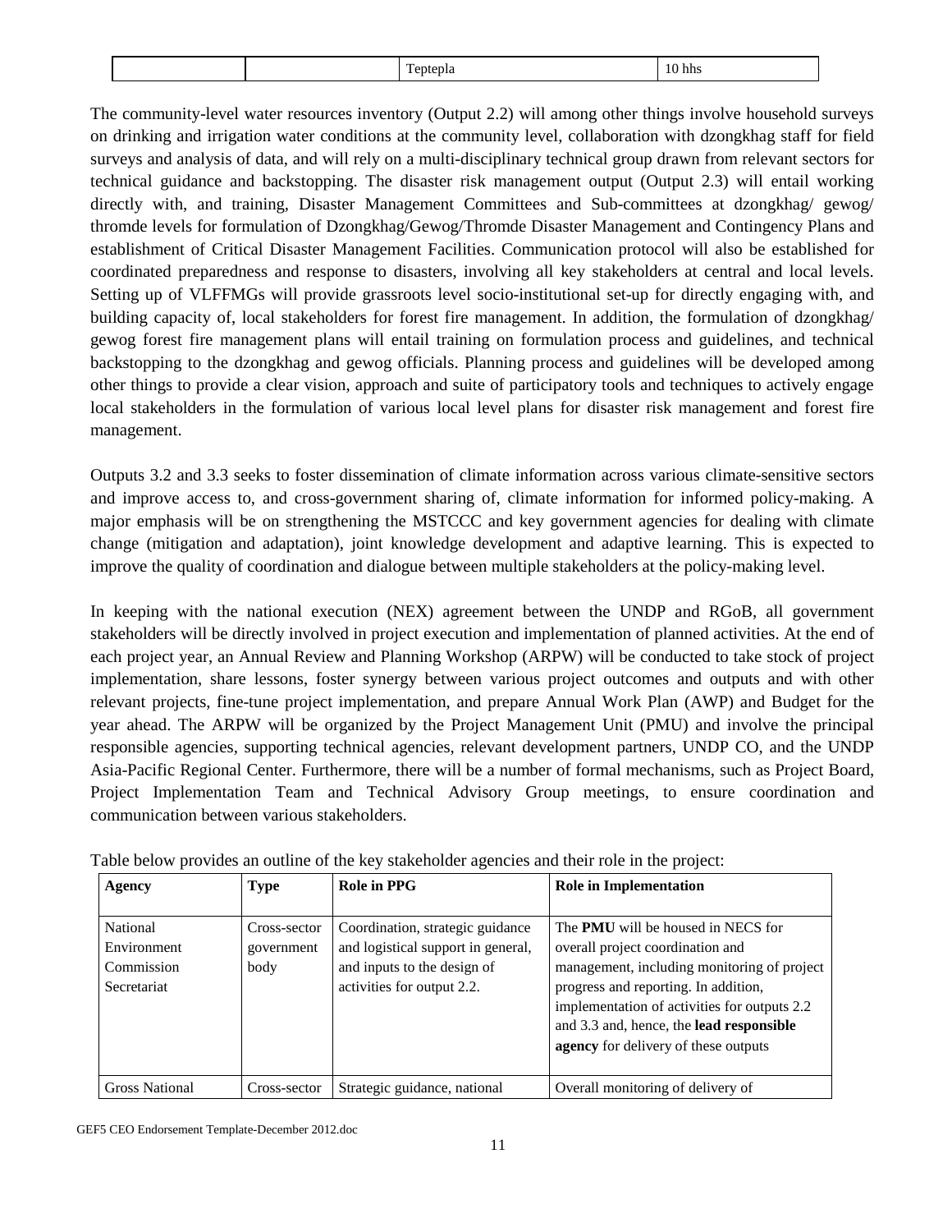| | | | |
|---|---|---|---|
| | | Teptepla | 10 hhs |

The community-level water resources inventory (Output 2.2) will among other things involve household surveys on drinking and irrigation water conditions at the community level, collaboration with dzongkhag staff for field surveys and analysis of data, and will rely on a multi-disciplinary technical group drawn from relevant sectors for technical guidance and backstopping. The disaster risk management output (Output 2.3) will entail working directly with, and training, Disaster Management Committees and Sub-committees at dzongkhag/ gewog/ thromde levels for formulation of Dzongkhag/Gewog/Thromde Disaster Management and Contingency Plans and establishment of Critical Disaster Management Facilities. Communication protocol will also be established for coordinated preparedness and response to disasters, involving all key stakeholders at central and local levels. Setting up of VLFFMGs will provide grassroots level socio-institutional set-up for directly engaging with, and building capacity of, local stakeholders for forest fire management. In addition, the formulation of dzongkhag/ gewog forest fire management plans will entail training on formulation process and guidelines, and technical backstopping to the dzongkhag and gewog officials. Planning process and guidelines will be developed among other things to provide a clear vision, approach and suite of participatory tools and techniques to actively engage local stakeholders in the formulation of various local level plans for disaster risk management and forest fire management.

Outputs 3.2 and 3.3 seeks to foster dissemination of climate information across various climate-sensitive sectors and improve access to, and cross-government sharing of, climate information for informed policy-making. A major emphasis will be on strengthening the MSTCCC and key government agencies for dealing with climate change (mitigation and adaptation), joint knowledge development and adaptive learning. This is expected to improve the quality of coordination and dialogue between multiple stakeholders at the policy-making level.

In keeping with the national execution (NEX) agreement between the UNDP and RGoB, all government stakeholders will be directly involved in project execution and implementation of planned activities. At the end of each project year, an Annual Review and Planning Workshop (ARPW) will be conducted to take stock of project implementation, share lessons, foster synergy between various project outcomes and outputs and with other relevant projects, fine-tune project implementation, and prepare Annual Work Plan (AWP) and Budget for the year ahead. The ARPW will be organized by the Project Management Unit (PMU) and involve the principal responsible agencies, supporting technical agencies, relevant development partners, UNDP CO, and the UNDP Asia-Pacific Regional Center. Furthermore, there will be a number of formal mechanisms, such as Project Board, Project Implementation Team and Technical Advisory Group meetings, to ensure coordination and communication between various stakeholders.

Table below provides an outline of the key stakeholder agencies and their role in the project:

| Agency | Type | Role in PPG | Role in Implementation |
|---|---|---|---|
| National Environment Commission Secretariat | Cross-sector government body | Coordination, strategic guidance and logistical support in general, and inputs to the design of activities for output 2.2. | The **PMU** will be housed in NECS for overall project coordination and management, including monitoring of project progress and reporting. In addition, implementation of activities for outputs 2.2 and 3.3 and, hence, the **lead responsible agency** for delivery of these outputs |
| Gross National | Cross-sector | Strategic guidance, national | Overall monitoring of delivery of |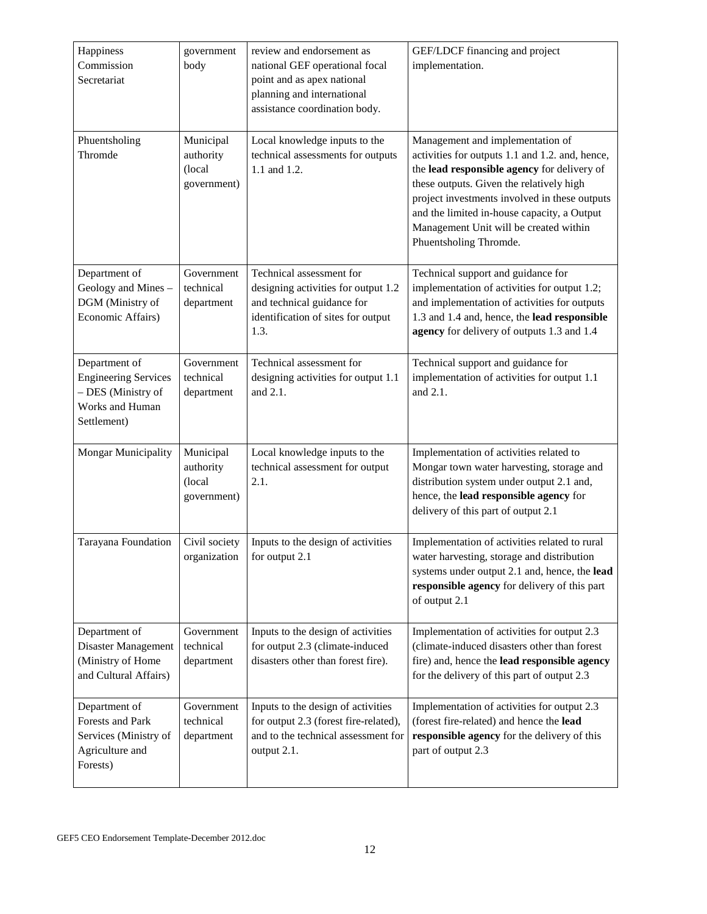| | | | |
|---|---|---|---|
| Happiness Commission Secretariat | government body | review and endorsement as national GEF operational focal point and as apex national planning and international assistance coordination body. | GEF/LDCF financing and project implementation. |
| Phuentsholing Thromde | Municipal authority (local government) | Local knowledge inputs to the technical assessments for outputs 1.1 and 1.2. | Management and implementation of activities for outputs 1.1 and 1.2. and, hence, the **lead responsible agency** for delivery of these outputs. Given the relatively high project investments involved in these outputs and the limited in-house capacity, a Output Management Unit will be created within Phuentsholing Thromde. |
| Department of Geology and Mines – DGM (Ministry of Economic Affairs) | Government technical department | Technical assessment for designing activities for output 1.2 and technical guidance for identification of sites for output 1.3. | Technical support and guidance for implementation of activities for output 1.2; and implementation of activities for outputs 1.3 and 1.4 and, hence, the **lead responsible agency** for delivery of outputs 1.3 and 1.4 |
| Department of Engineering Services – DES (Ministry of Works and Human Settlement) | Government technical department | Technical assessment for designing activities for output 1.1 and 2.1. | Technical support and guidance for implementation of activities for output 1.1 and 2.1. |
| Mongar Municipality | Municipal authority (local government) | Local knowledge inputs to the technical assessment for output 2.1. | Implementation of activities related to Mongar town water harvesting, storage and distribution system under output 2.1 and, hence, the **lead responsible agency** for delivery of this part of output 2.1 |
| Tarayana Foundation | Civil society organization | Inputs to the design of activities for output 2.1 | Implementation of activities related to rural water harvesting, storage and distribution systems under output 2.1 and, hence, the **lead responsible agency** for delivery of this part of output 2.1 |
| Department of Disaster Management (Ministry of Home and Cultural Affairs) | Government technical department | Inputs to the design of activities for output 2.3 (climate-induced disasters other than forest fire). | Implementation of activities for output 2.3 (climate-induced disasters other than forest fire) and, hence the **lead responsible agency** for the delivery of this part of output 2.3 |
| Department of Forests and Park Services (Ministry of Agriculture and Forests) | Government technical department | Inputs to the design of activities for output 2.3 (forest fire-related), and to the technical assessment for output 2.1. | Implementation of activities for output 2.3 (forest fire-related) and hence the **lead responsible agency** for the delivery of this part of output 2.3 |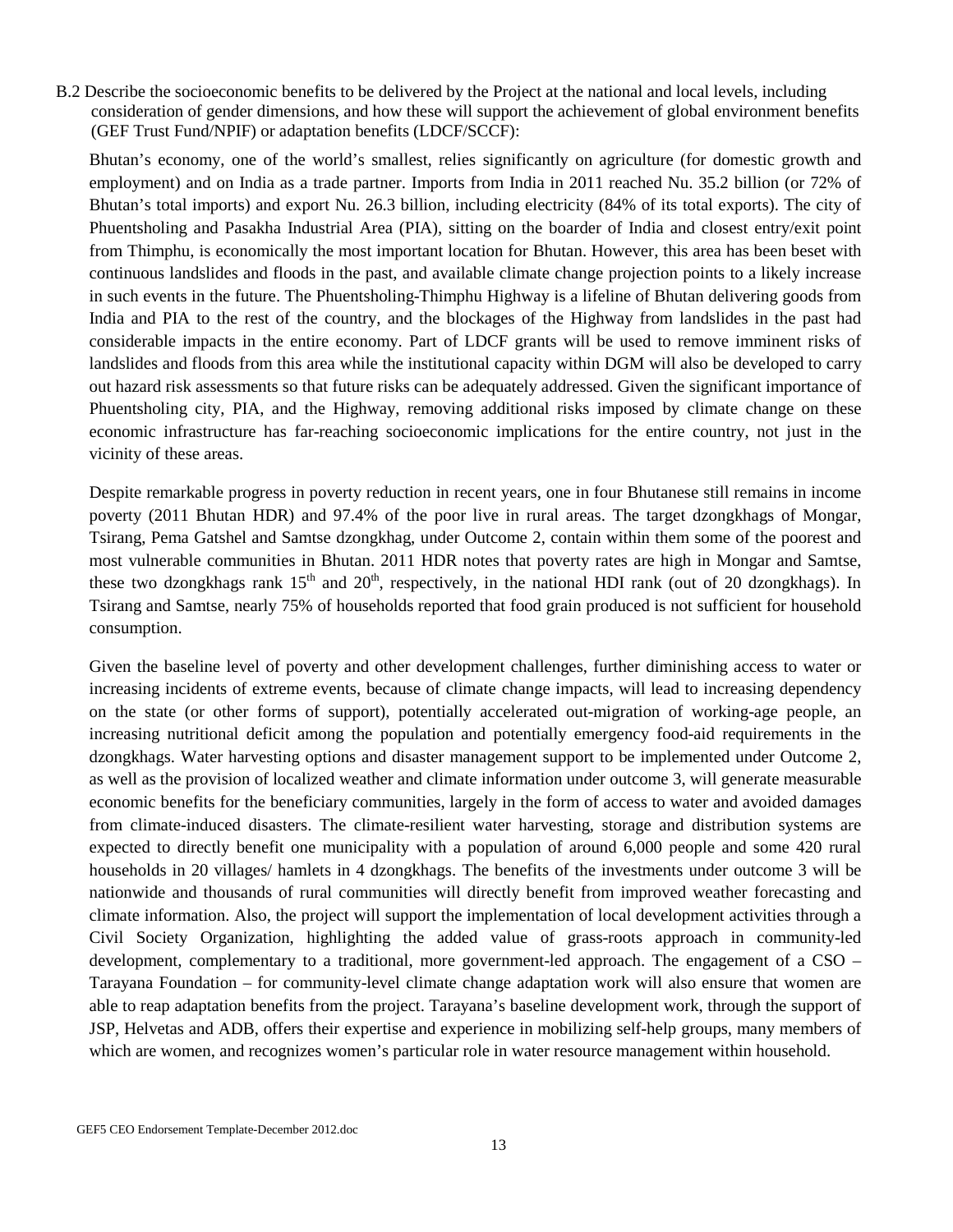B.2 Describe the socioeconomic benefits to be delivered by the Project at the national and local levels, including consideration of gender dimensions, and how these will support the achievement of global environment benefits (GEF Trust Fund/NPIF) or adaptation benefits (LDCF/SCCF):

Bhutan's economy, one of the world's smallest, relies significantly on agriculture (for domestic growth and employment) and on India as a trade partner. Imports from India in 2011 reached Nu. 35.2 billion (or 72% of Bhutan's total imports) and export Nu. 26.3 billion, including electricity (84% of its total exports). The city of Phuentsholing and Pasakha Industrial Area (PIA), sitting on the boarder of India and closest entry/exit point from Thimphu, is economically the most important location for Bhutan. However, this area has been beset with continuous landslides and floods in the past, and available climate change projection points to a likely increase in such events in the future. The Phuentsholing-Thimphu Highway is a lifeline of Bhutan delivering goods from India and PIA to the rest of the country, and the blockages of the Highway from landslides in the past had considerable impacts in the entire economy. Part of LDCF grants will be used to remove imminent risks of landslides and floods from this area while the institutional capacity within DGM will also be developed to carry out hazard risk assessments so that future risks can be adequately addressed. Given the significant importance of Phuentsholing city, PIA, and the Highway, removing additional risks imposed by climate change on these economic infrastructure has far-reaching socioeconomic implications for the entire country, not just in the vicinity of these areas.

Despite remarkable progress in poverty reduction in recent years, one in four Bhutanese still remains in income poverty (2011 Bhutan HDR) and 97.4% of the poor live in rural areas. The target dzongkhags of Mongar, Tsirang, Pema Gatshel and Samtse dzongkhag, under Outcome 2, contain within them some of the poorest and most vulnerable communities in Bhutan. 2011 HDR notes that poverty rates are high in Mongar and Samtse, these two dzongkhags rank 15th and 20th, respectively, in the national HDI rank (out of 20 dzongkhags). In Tsirang and Samtse, nearly 75% of households reported that food grain produced is not sufficient for household consumption.

Given the baseline level of poverty and other development challenges, further diminishing access to water or increasing incidents of extreme events, because of climate change impacts, will lead to increasing dependency on the state (or other forms of support), potentially accelerated out-migration of working-age people, an increasing nutritional deficit among the population and potentially emergency food-aid requirements in the dzongkhags. Water harvesting options and disaster management support to be implemented under Outcome 2, as well as the provision of localized weather and climate information under outcome 3, will generate measurable economic benefits for the beneficiary communities, largely in the form of access to water and avoided damages from climate-induced disasters. The climate-resilient water harvesting, storage and distribution systems are expected to directly benefit one municipality with a population of around 6,000 people and some 420 rural households in 20 villages/ hamlets in 4 dzongkhags. The benefits of the investments under outcome 3 will be nationwide and thousands of rural communities will directly benefit from improved weather forecasting and climate information. Also, the project will support the implementation of local development activities through a Civil Society Organization, highlighting the added value of grass-roots approach in community-led development, complementary to a traditional, more government-led approach. The engagement of a CSO – Tarayana Foundation – for community-level climate change adaptation work will also ensure that women are able to reap adaptation benefits from the project. Tarayana's baseline development work, through the support of JSP, Helvetas and ADB, offers their expertise and experience in mobilizing self-help groups, many members of which are women, and recognizes women's particular role in water resource management within household.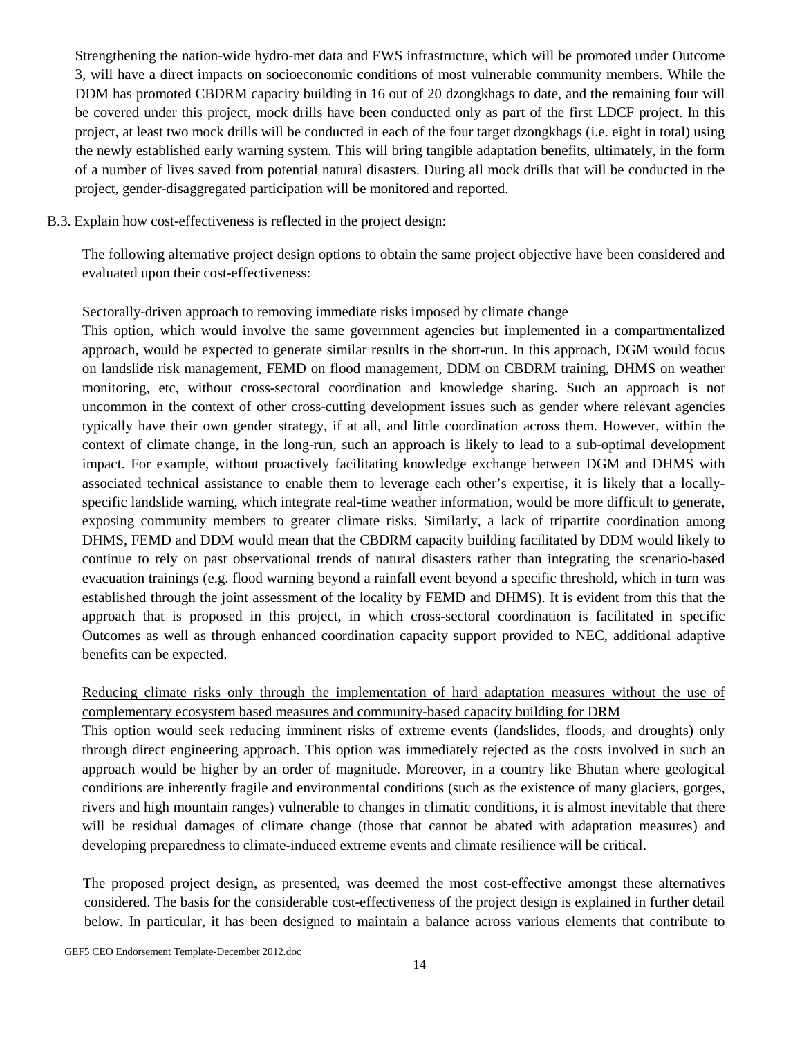Strengthening the nation-wide hydro-met data and EWS infrastructure, which will be promoted under Outcome 3, will have a direct impacts on socioeconomic conditions of most vulnerable community members. While the DDM has promoted CBDRM capacity building in 16 out of 20 dzongkhags to date, and the remaining four will be covered under this project, mock drills have been conducted only as part of the first LDCF project. In this project, at least two mock drills will be conducted in each of the four target dzongkhags (i.e. eight in total) using the newly established early warning system. This will bring tangible adaptation benefits, ultimately, in the form of a number of lives saved from potential natural disasters. During all mock drills that will be conducted in the project, gender-disaggregated participation will be monitored and reported.

B.3. Explain how cost-effectiveness is reflected in the project design:

The following alternative project design options to obtain the same project objective have been considered and evaluated upon their cost-effectiveness:

<u>Sectorally-driven approach to removing immediate risks imposed by climate change</u>

This option, which would involve the same government agencies but implemented in a compartmentalized approach, would be expected to generate similar results in the short-run. In this approach, DGM would focus on landslide risk management, FEMD on flood management, DDM on CBDRM training, DHMS on weather monitoring, etc, without cross-sectoral coordination and knowledge sharing. Such an approach is not uncommon in the context of other cross-cutting development issues such as gender where relevant agencies typically have their own gender strategy, if at all, and little coordination across them. However, within the context of climate change, in the long-run, such an approach is likely to lead to a sub-optimal development impact. For example, without proactively facilitating knowledge exchange between DGM and DHMS with associated technical assistance to enable them to leverage each other's expertise, it is likely that a locally-specific landslide warning, which integrate real-time weather information, would be more difficult to generate, exposing community members to greater climate risks. Similarly, a lack of tripartite coordination among DHMS, FEMD and DDM would mean that the CBDRM capacity building facilitated by DDM would likely to continue to rely on past observational trends of natural disasters rather than integrating the scenario-based evacuation trainings (e.g. flood warning beyond a rainfall event beyond a specific threshold, which in turn was established through the joint assessment of the locality by FEMD and DHMS). It is evident from this that the approach that is proposed in this project, in which cross-sectoral coordination is facilitated in specific Outcomes as well as through enhanced coordination capacity support provided to NEC, additional adaptive benefits can be expected.

<u>Reducing climate risks only through the implementation of hard adaptation measures without the use of complementary ecosystem based measures and community-based capacity building for DRM</u>

This option would seek reducing imminent risks of extreme events (landslides, floods, and droughts) only through direct engineering approach. This option was immediately rejected as the costs involved in such an approach would be higher by an order of magnitude. Moreover, in a country like Bhutan where geological conditions are inherently fragile and environmental conditions (such as the existence of many glaciers, gorges, rivers and high mountain ranges) vulnerable to changes in climatic conditions, it is almost inevitable that there will be residual damages of climate change (those that cannot be abated with adaptation measures) and developing preparedness to climate-induced extreme events and climate resilience will be critical.

The proposed project design, as presented, was deemed the most cost-effective amongst these alternatives considered. The basis for the considerable cost-effectiveness of the project design is explained in further detail below. In particular, it has been designed to maintain a balance across various elements that contribute to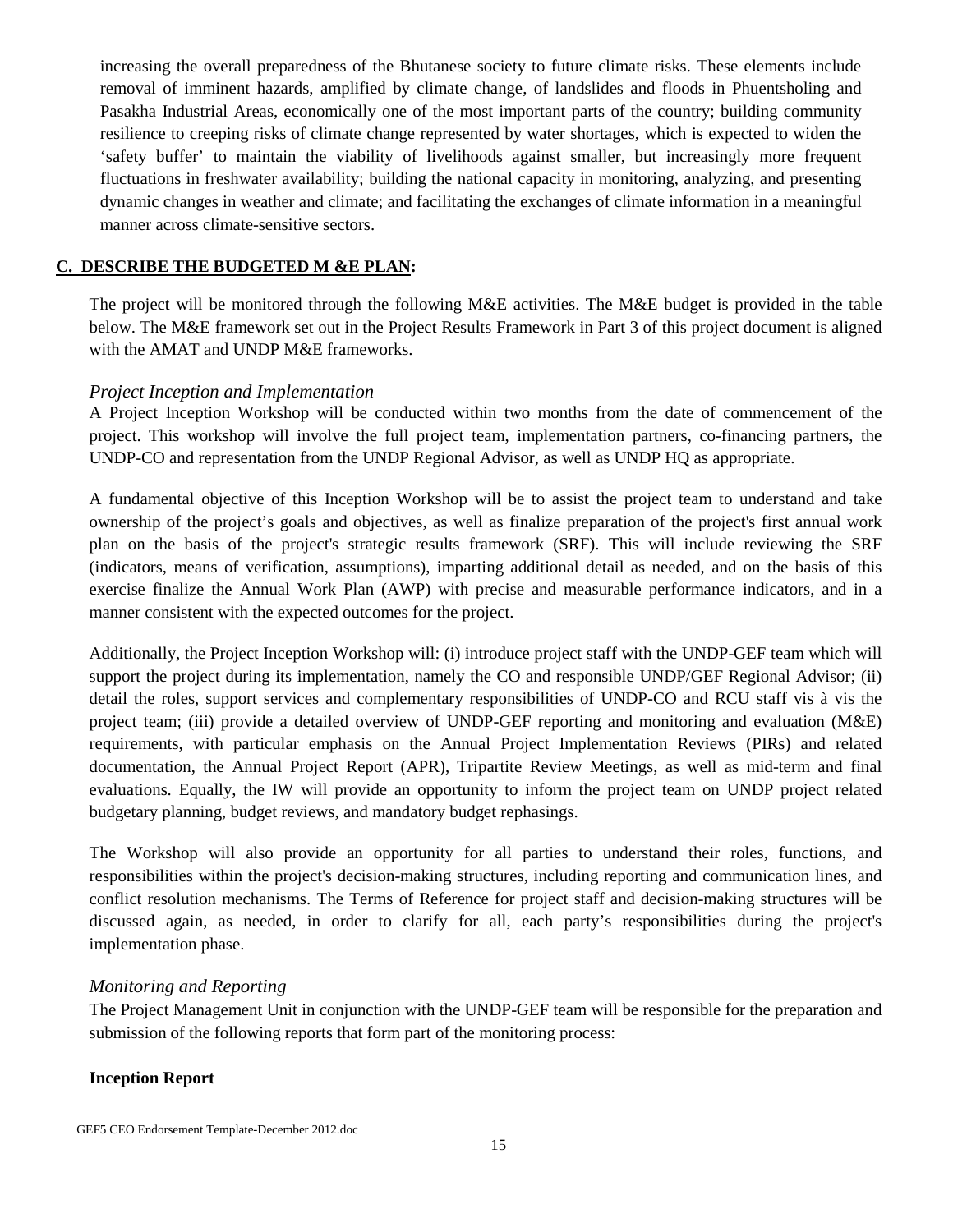increasing the overall preparedness of the Bhutanese society to future climate risks. These elements include removal of imminent hazards, amplified by climate change, of landslides and floods in Phuentsholing and Pasakha Industrial Areas, economically one of the most important parts of the country; building community resilience to creeping risks of climate change represented by water shortages, which is expected to widen the 'safety buffer' to maintain the viability of livelihoods against smaller, but increasingly more frequent fluctuations in freshwater availability; building the national capacity in monitoring, analyzing, and presenting dynamic changes in weather and climate; and facilitating the exchanges of climate information in a meaningful manner across climate-sensitive sectors.

## C. DESCRIBE THE BUDGETED M &E PLAN:

The project will be monitored through the following M&E activities. The M&E budget is provided in the table below. The M&E framework set out in the Project Results Framework in Part 3 of this project document is aligned with the AMAT and UNDP M&E frameworks.

### *Project Inception and Implementation*

A Project Inception Workshop will be conducted within two months from the date of commencement of the project. This workshop will involve the full project team, implementation partners, co-financing partners, the UNDP-CO and representation from the UNDP Regional Advisor, as well as UNDP HQ as appropriate.

A fundamental objective of this Inception Workshop will be to assist the project team to understand and take ownership of the project's goals and objectives, as well as finalize preparation of the project's first annual work plan on the basis of the project's strategic results framework (SRF). This will include reviewing the SRF (indicators, means of verification, assumptions), imparting additional detail as needed, and on the basis of this exercise finalize the Annual Work Plan (AWP) with precise and measurable performance indicators, and in a manner consistent with the expected outcomes for the project.

Additionally, the Project Inception Workshop will: (i) introduce project staff with the UNDP-GEF team which will support the project during its implementation, namely the CO and responsible UNDP/GEF Regional Advisor; (ii) detail the roles, support services and complementary responsibilities of UNDP-CO and RCU staff vis à vis the project team; (iii) provide a detailed overview of UNDP-GEF reporting and monitoring and evaluation (M&E) requirements, with particular emphasis on the Annual Project Implementation Reviews (PIRs) and related documentation, the Annual Project Report (APR), Tripartite Review Meetings, as well as mid-term and final evaluations. Equally, the IW will provide an opportunity to inform the project team on UNDP project related budgetary planning, budget reviews, and mandatory budget rephasings.

The Workshop will also provide an opportunity for all parties to understand their roles, functions, and responsibilities within the project's decision-making structures, including reporting and communication lines, and conflict resolution mechanisms. The Terms of Reference for project staff and decision-making structures will be discussed again, as needed, in order to clarify for all, each party's responsibilities during the project's implementation phase.

### *Monitoring and Reporting*

The Project Management Unit in conjunction with the UNDP-GEF team will be responsible for the preparation and submission of the following reports that form part of the monitoring process:

**Inception Report**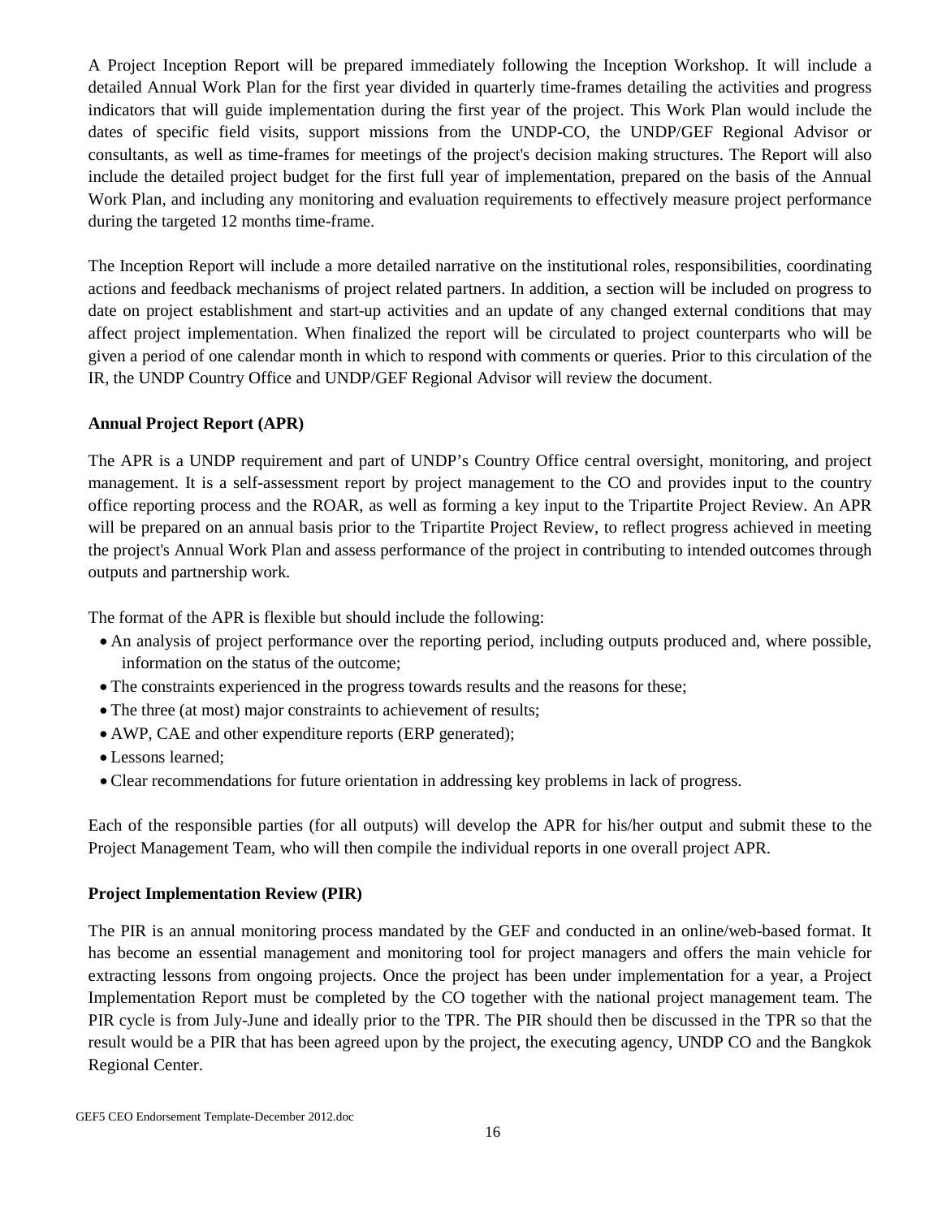A Project Inception Report will be prepared immediately following the Inception Workshop. It will include a detailed Annual Work Plan for the first year divided in quarterly time-frames detailing the activities and progress indicators that will guide implementation during the first year of the project. This Work Plan would include the dates of specific field visits, support missions from the UNDP-CO, the UNDP/GEF Regional Advisor or consultants, as well as time-frames for meetings of the project's decision making structures. The Report will also include the detailed project budget for the first full year of implementation, prepared on the basis of the Annual Work Plan, and including any monitoring and evaluation requirements to effectively measure project performance during the targeted 12 months time-frame.

The Inception Report will include a more detailed narrative on the institutional roles, responsibilities, coordinating actions and feedback mechanisms of project related partners. In addition, a section will be included on progress to date on project establishment and start-up activities and an update of any changed external conditions that may affect project implementation. When finalized the report will be circulated to project counterparts who will be given a period of one calendar month in which to respond with comments or queries. Prior to this circulation of the IR, the UNDP Country Office and UNDP/GEF Regional Advisor will review the document.

**Annual Project Report (APR)**

The APR is a UNDP requirement and part of UNDP's Country Office central oversight, monitoring, and project management. It is a self-assessment report by project management to the CO and provides input to the country office reporting process and the ROAR, as well as forming a key input to the Tripartite Project Review. An APR will be prepared on an annual basis prior to the Tripartite Project Review, to reflect progress achieved in meeting the project's Annual Work Plan and assess performance of the project in contributing to intended outcomes through outputs and partnership work.

The format of the APR is flexible but should include the following:

- An analysis of project performance over the reporting period, including outputs produced and, where possible, information on the status of the outcome;
- The constraints experienced in the progress towards results and the reasons for these;
- The three (at most) major constraints to achievement of results;
- AWP, CAE and other expenditure reports (ERP generated);
- Lessons learned;
- Clear recommendations for future orientation in addressing key problems in lack of progress.

Each of the responsible parties (for all outputs) will develop the APR for his/her output and submit these to the Project Management Team, who will then compile the individual reports in one overall project APR.

**Project Implementation Review (PIR)**

The PIR is an annual monitoring process mandated by the GEF and conducted in an online/web-based format. It has become an essential management and monitoring tool for project managers and offers the main vehicle for extracting lessons from ongoing projects. Once the project has been under implementation for a year, a Project Implementation Report must be completed by the CO together with the national project management team. The PIR cycle is from July-June and ideally prior to the TPR. The PIR should then be discussed in the TPR so that the result would be a PIR that has been agreed upon by the project, the executing agency, UNDP CO and the Bangkok Regional Center.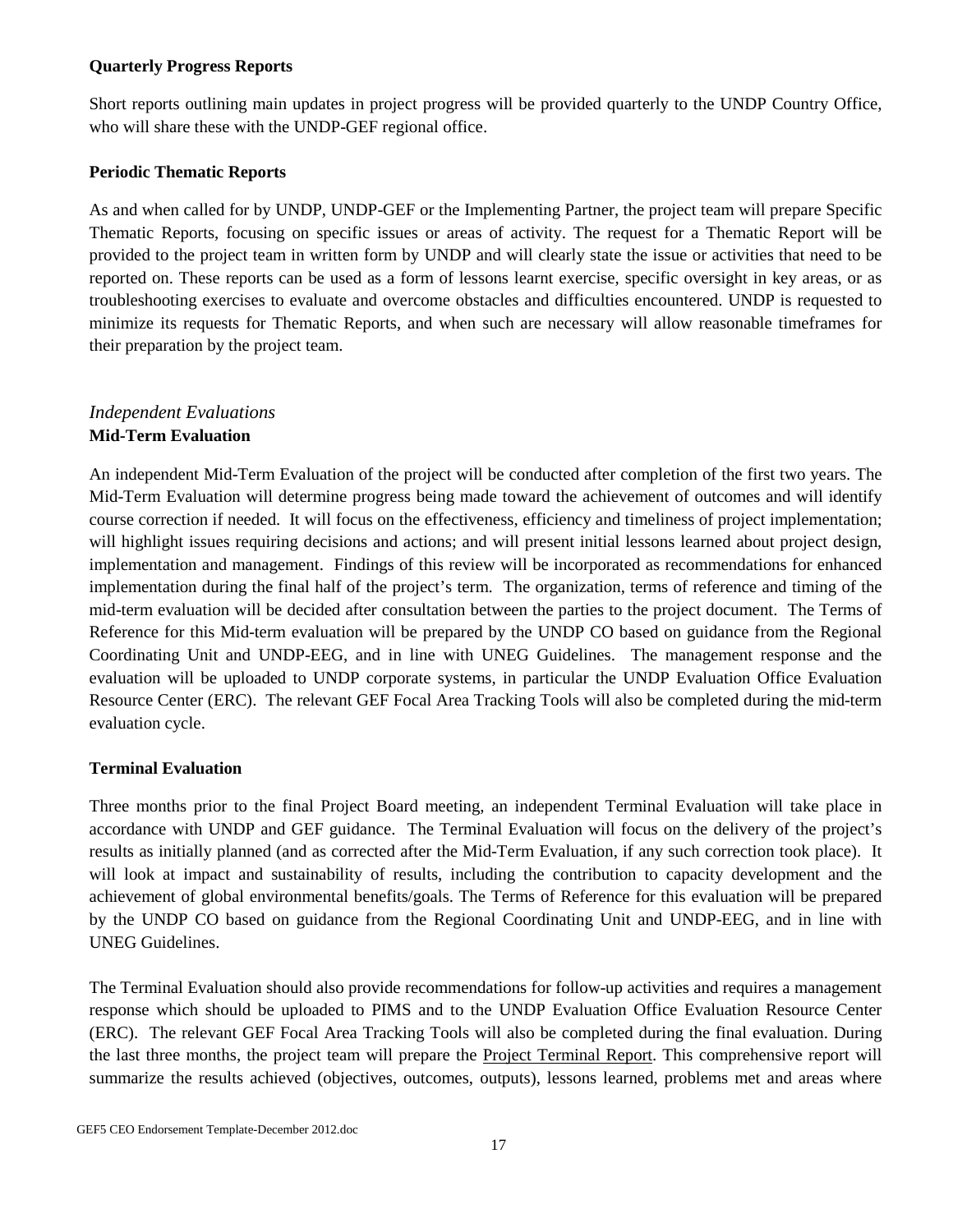**Quarterly Progress Reports**

Short reports outlining main updates in project progress will be provided quarterly to the UNDP Country Office, who will share these with the UNDP-GEF regional office.

**Periodic Thematic Reports**

As and when called for by UNDP, UNDP-GEF or the Implementing Partner, the project team will prepare Specific Thematic Reports, focusing on specific issues or areas of activity. The request for a Thematic Report will be provided to the project team in written form by UNDP and will clearly state the issue or activities that need to be reported on. These reports can be used as a form of lessons learnt exercise, specific oversight in key areas, or as troubleshooting exercises to evaluate and overcome obstacles and difficulties encountered. UNDP is requested to minimize its requests for Thematic Reports, and when such are necessary will allow reasonable timeframes for their preparation by the project team.

*Independent Evaluations*

**Mid-Term Evaluation**

An independent Mid-Term Evaluation of the project will be conducted after completion of the first two years. The Mid-Term Evaluation will determine progress being made toward the achievement of outcomes and will identify course correction if needed. It will focus on the effectiveness, efficiency and timeliness of project implementation; will highlight issues requiring decisions and actions; and will present initial lessons learned about project design, implementation and management. Findings of this review will be incorporated as recommendations for enhanced implementation during the final half of the project's term. The organization, terms of reference and timing of the mid-term evaluation will be decided after consultation between the parties to the project document. The Terms of Reference for this Mid-term evaluation will be prepared by the UNDP CO based on guidance from the Regional Coordinating Unit and UNDP-EEG, and in line with UNEG Guidelines. The management response and the evaluation will be uploaded to UNDP corporate systems, in particular the UNDP Evaluation Office Evaluation Resource Center (ERC). The relevant GEF Focal Area Tracking Tools will also be completed during the mid-term evaluation cycle.

**Terminal Evaluation**

Three months prior to the final Project Board meeting, an independent Terminal Evaluation will take place in accordance with UNDP and GEF guidance. The Terminal Evaluation will focus on the delivery of the project's results as initially planned (and as corrected after the Mid-Term Evaluation, if any such correction took place). It will look at impact and sustainability of results, including the contribution to capacity development and the achievement of global environmental benefits/goals. The Terms of Reference for this evaluation will be prepared by the UNDP CO based on guidance from the Regional Coordinating Unit and UNDP-EEG, and in line with UNEG Guidelines.

The Terminal Evaluation should also provide recommendations for follow-up activities and requires a management response which should be uploaded to PIMS and to the UNDP Evaluation Office Evaluation Resource Center (ERC). The relevant GEF Focal Area Tracking Tools will also be completed during the final evaluation. During the last three months, the project team will prepare the Project Terminal Report. This comprehensive report will summarize the results achieved (objectives, outcomes, outputs), lessons learned, problems met and areas where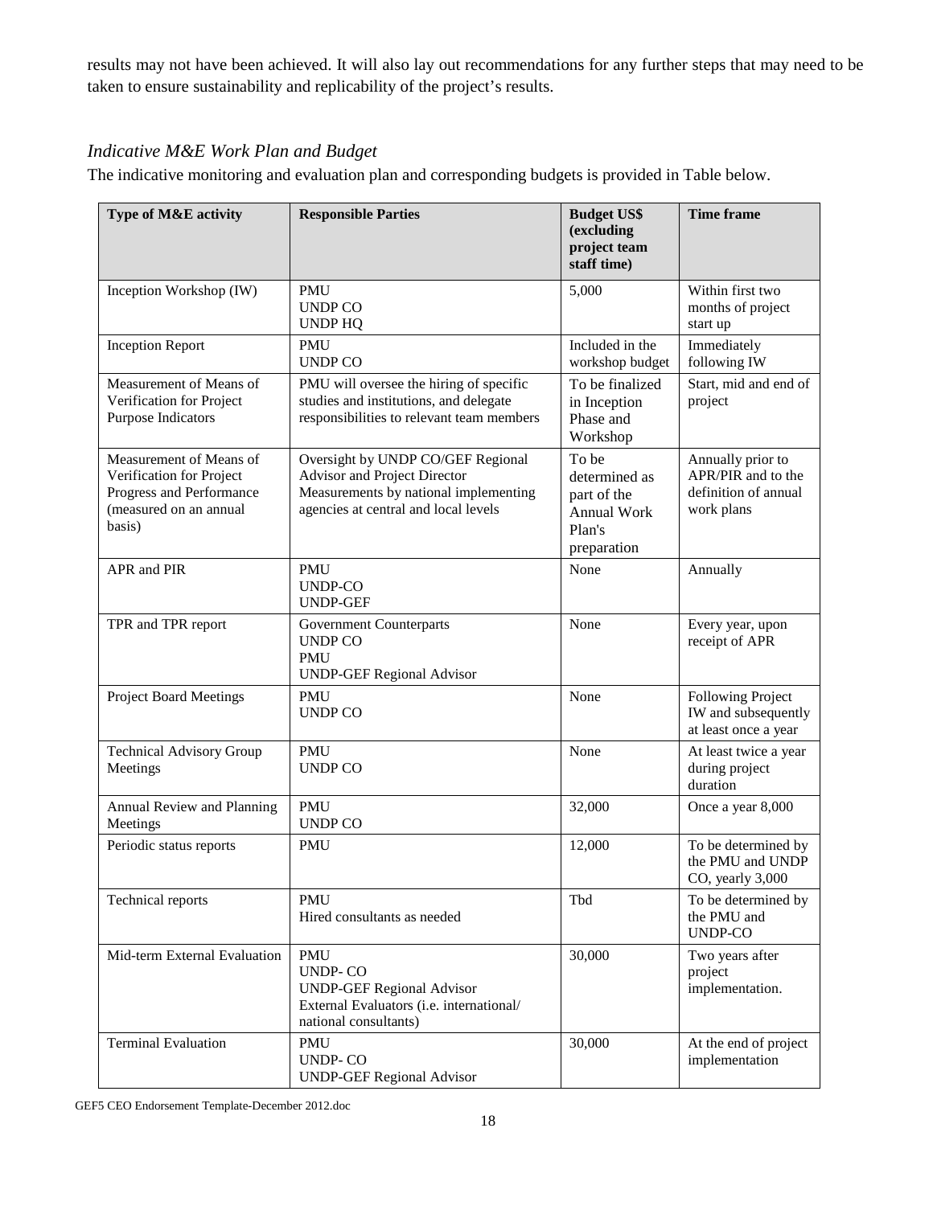results may not have been achieved. It will also lay out recommendations for any further steps that may need to be taken to ensure sustainability and replicability of the project's results.

### *Indicative M&E Work Plan and Budget*

The indicative monitoring and evaluation plan and corresponding budgets is provided in Table below.

| Type of M&E activity | Responsible Parties | Budget US$ (excluding project team staff time) | Time frame |
|---|---|---|---|
| Inception Workshop (IW) | PMU<br>UNDP CO<br>UNDP HQ | 5,000 | Within first two months of project start up |
| Inception Report | PMU<br>UNDP CO | Included in the workshop budget | Immediately following IW |
| Measurement of Means of Verification for Project Purpose Indicators | PMU will oversee the hiring of specific studies and institutions, and delegate responsibilities to relevant team members | To be finalized in Inception Phase and Workshop | Start, mid and end of project |
| Measurement of Means of Verification for Project Progress and Performance (measured on an annual basis) | Oversight by UNDP CO/GEF Regional Advisor and Project Director<br>Measurements by national implementing agencies at central and local levels | To be determined as part of the Annual Work Plan's preparation | Annually prior to APR/PIR and to the definition of annual work plans |
| APR and PIR | PMU<br>UNDP-CO<br>UNDP-GEF | None | Annually |
| TPR and TPR report | Government Counterparts<br>UNDP CO<br>PMU<br>UNDP-GEF Regional Advisor | None | Every year, upon receipt of APR |
| Project Board Meetings | PMU<br>UNDP CO | None | Following Project IW and subsequently at least once a year |
| Technical Advisory Group Meetings | PMU<br>UNDP CO | None | At least twice a year during project duration |
| Annual Review and Planning Meetings | PMU<br>UNDP CO | 32,000 | Once a year 8,000 |
| Periodic status reports | PMU | 12,000 | To be determined by the PMU and UNDP CO, yearly 3,000 |
| Technical reports | PMU<br>Hired consultants as needed | Tbd | To be determined by the PMU and UNDP-CO |
| Mid-term External Evaluation | PMU<br>UNDP- CO<br>UNDP-GEF Regional Advisor<br>External Evaluators (i.e. international/ national consultants) | 30,000 | Two years after project implementation. |
| Terminal Evaluation | PMU<br>UNDP- CO<br>UNDP-GEF Regional Advisor | 30,000 | At the end of project implementation |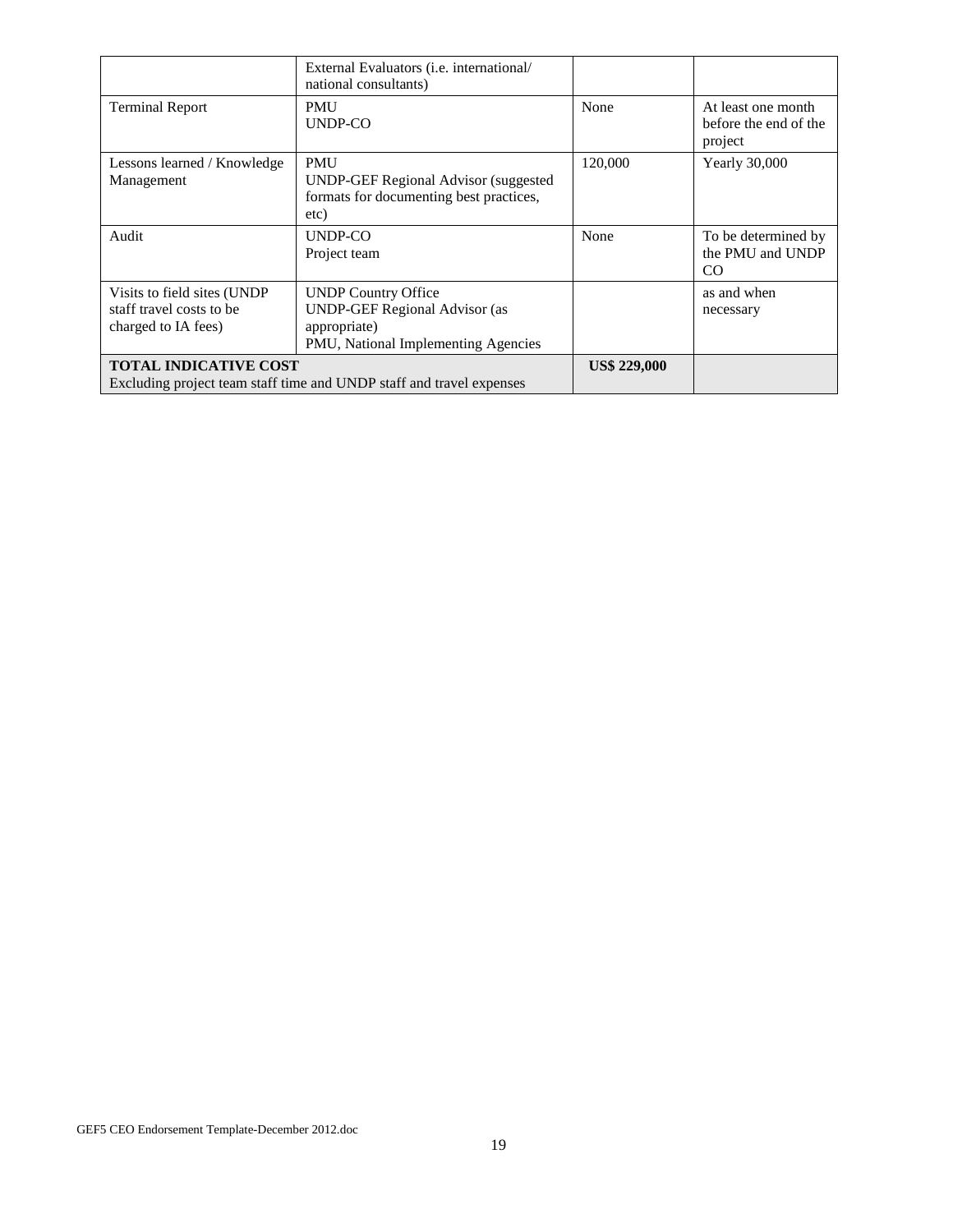| | | | |
|---|---|---|---|
| | External Evaluators (i.e. international/ national consultants) | | |
| Terminal Report | PMU<br>UNDP-CO | None | At least one month before the end of the project |
| Lessons learned / Knowledge Management | PMU<br>UNDP-GEF Regional Advisor (suggested formats for documenting best practices, etc) | 120,000 | Yearly 30,000 |
| Audit | UNDP-CO<br>Project team | None | To be determined by the PMU and UNDP CO |
| Visits to field sites (UNDP staff travel costs to be charged to IA fees) | UNDP Country Office<br>UNDP-GEF Regional Advisor (as appropriate)<br>PMU, National Implementing Agencies | | as and when necessary |
| **TOTAL INDICATIVE COST**<br>Excluding project team staff time and UNDP staff and travel expenses | | **US$ 229,000** | |

GEF5 CEO Endorsement Template-December 2012.doc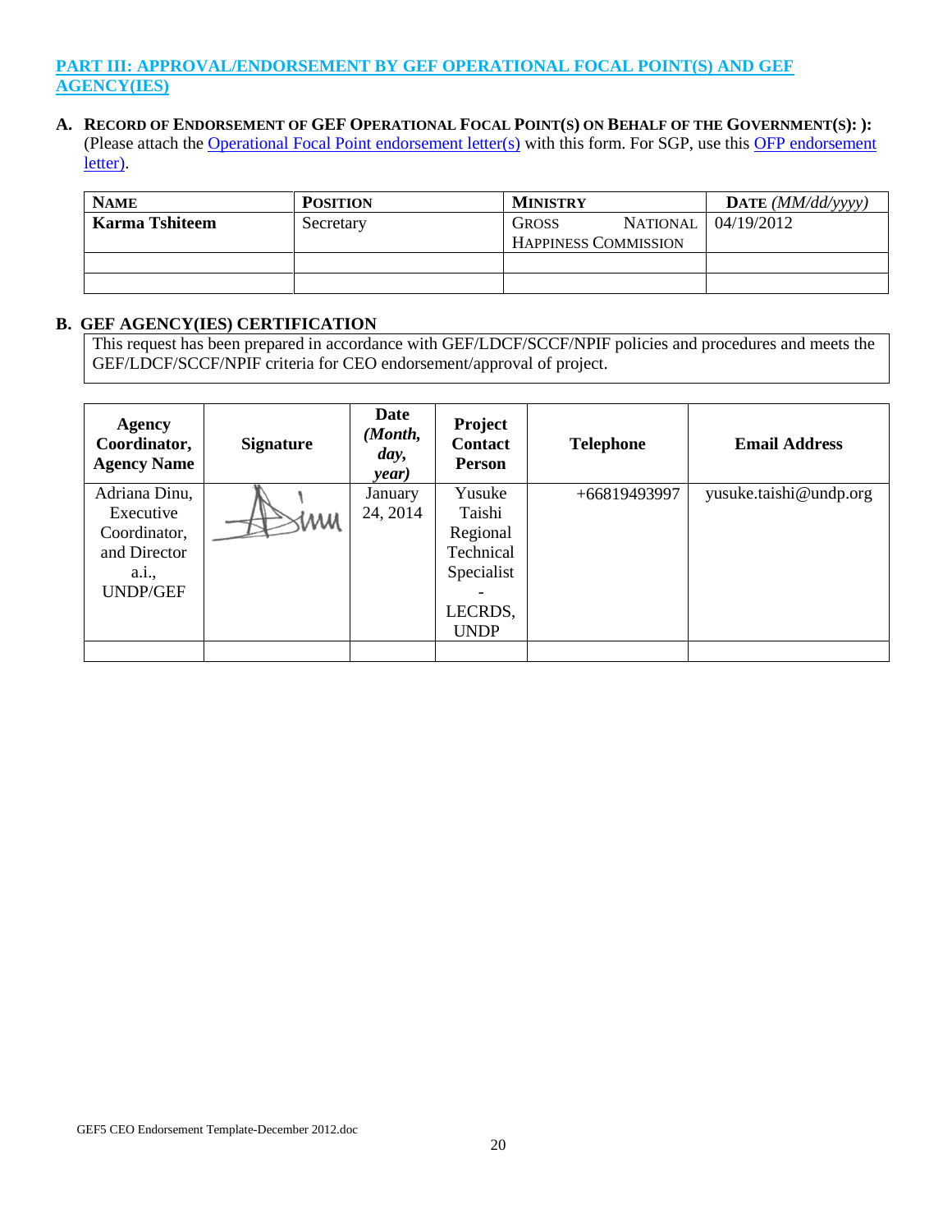## PART III: APPROVAL/ENDORSEMENT BY GEF OPERATIONAL FOCAL POINT(S) AND GEF AGENCY(IES)

**A. RECORD OF ENDORSEMENT OF GEF OPERATIONAL FOCAL POINT(S) ON BEHALF OF THE GOVERNMENT(S): ):** (Please attach the Operational Focal Point endorsement letter(s) with this form. For SGP, use this OFP endorsement letter).

| NAME | POSITION | MINISTRY | DATE *(MM/dd/yyyy)* |
|---|---|---|---|
| **Karma Tshiteem** | Secretary | GROSS NATIONAL HAPPINESS COMMISSION | 04/19/2012 |
| | | | |
| | | | |

**B. GEF AGENCY(IES) CERTIFICATION**

This request has been prepared in accordance with GEF/LDCF/SCCF/NPIF policies and procedures and meets the GEF/LDCF/SCCF/NPIF criteria for CEO endorsement/approval of project.

| Agency Coordinator, Agency Name | Signature | Date *(Month, day, year)* | Project Contact Person | Telephone | Email Address |
|---|---|---|---|---|---|
| Adriana Dinu, Executive Coordinator, and Director a.i., UNDP/GEF | | January 24, 2014 | Yusuke Taishi Regional Technical Specialist - LECRDS, UNDP | +66819493997 | yusuke.taishi@undp.org |
| | | | | | |

GEF5 CEO Endorsement Template-December 2012.doc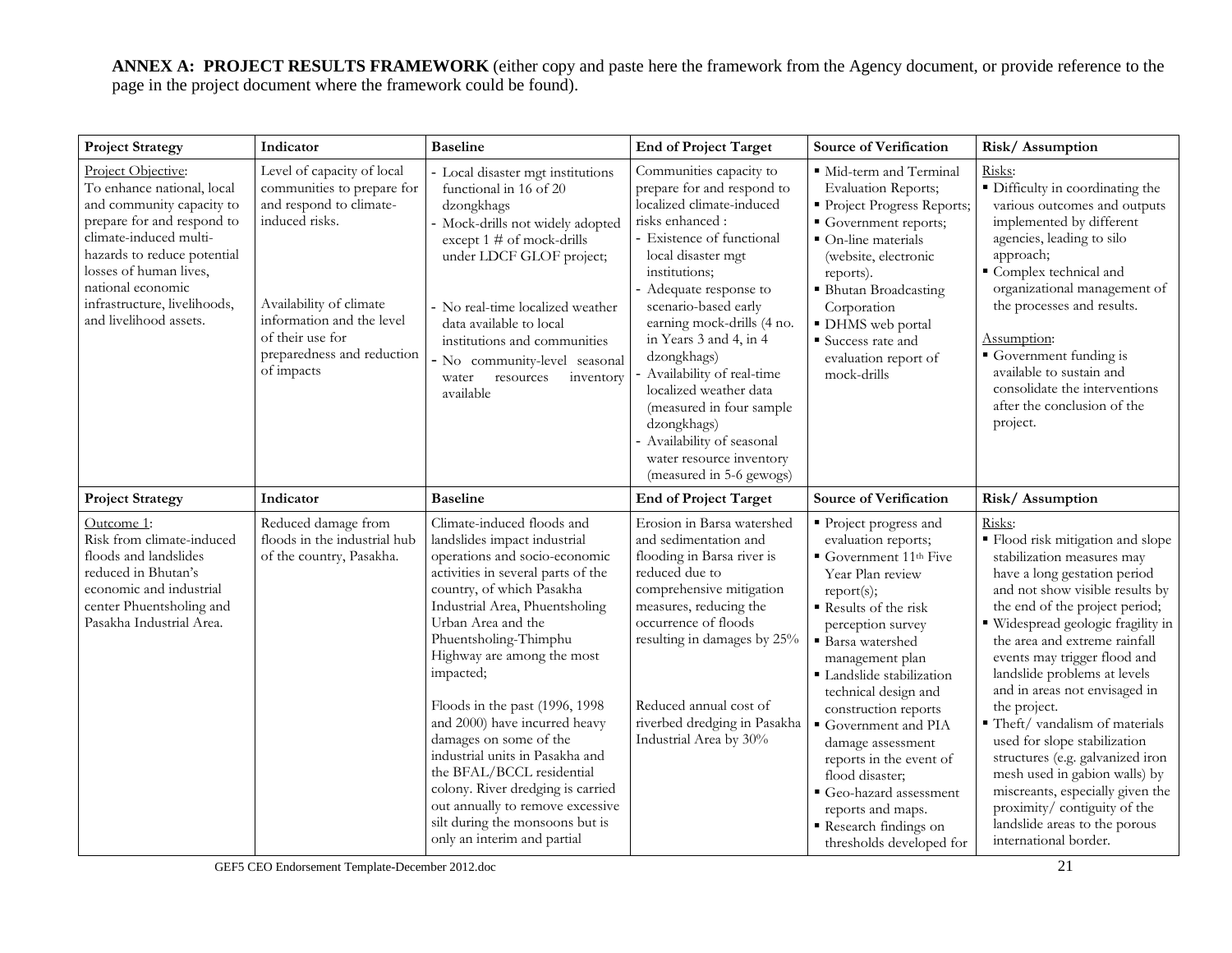**ANNEX A: PROJECT RESULTS FRAMEWORK** (either copy and paste here the framework from the Agency document, or provide reference to the page in the project document where the framework could be found).

| Project Strategy | Indicator | Baseline | End of Project Target | Source of Verification | Risk/ Assumption |
|---|---|---|---|---|---|
| Project Objective:<br>To enhance national, local and community capacity to prepare for and respond to climate-induced multi-hazards to reduce potential losses of human lives, national economic infrastructure, livelihoods, and livelihood assets. | Level of capacity of local communities to prepare for and respond to climate-induced risks.<br><br>Availability of climate information and the level of their use for preparedness and reduction of impacts | - Local disaster mgt institutions functional in 16 of 20 dzongkhags<br>- Mock-drills not widely adopted except 1 # of mock-drills under LDCF GLOF project;<br><br>- No real-time localized weather data available to local institutions and communities<br>- No community-level seasonal water resources inventory available | Communities capacity to prepare for and respond to localized climate-induced risks enhanced :<br>- Existence of functional local disaster mgt institutions;<br>- Adequate response to scenario-based early earning mock-drills (4 no. in Years 3 and 4, in 4 dzongkhags)<br>- Availability of real-time localized weather data (measured in four sample dzongkhags)<br>- Availability of seasonal water resource inventory (measured in 5-6 gewogs) | ▪ Mid-term and Terminal Evaluation Reports;<br>▪ Project Progress Reports;<br>▪ Government reports;<br>▪ On-line materials (website, electronic reports).<br>▪ Bhutan Broadcasting Corporation<br>▪ DHMS web portal<br>▪ Success rate and evaluation report of mock-drills | Risks:<br>▪ Difficulty in coordinating the various outcomes and outputs implemented by different agencies, leading to silo approach;<br>▪ Complex technical and organizational management of the processes and results.<br><br>Assumption:<br>▪ Government funding is available to sustain and consolidate the interventions after the conclusion of the project. |
| **Project Strategy** | **Indicator** | **Baseline** | **End of Project Target** | **Source of Verification** | **Risk/ Assumption** |
| Outcome 1:<br>Risk from climate-induced floods and landslides reduced in Bhutan's economic and industrial center Phuentsholing and Pasakha Industrial Area. | Reduced damage from floods in the industrial hub of the country, Pasakha. | Climate-induced floods and landslides impact industrial operations and socio-economic activities in several parts of the country, of which Pasakha Industrial Area, Phuentsholing Urban Area and the Phuentsholing-Thimphu Highway are among the most impacted;<br><br>Floods in the past (1996, 1998 and 2000) have incurred heavy damages on some of the industrial units in Pasakha and the BFAL/BCCL residential colony. River dredging is carried out annually to remove excessive silt during the monsoons but is only an interim and partial | Erosion in Barsa watershed and sedimentation and flooding in Barsa river is reduced due to comprehensive mitigation measures, reducing the occurrence of floods resulting in damages by 25%<br><br>Reduced annual cost of riverbed dredging in Pasakha Industrial Area by 30% | ▪ Project progress and evaluation reports;<br>▪ Government 11th Five Year Plan review report(s);<br>▪ Results of the risk perception survey<br>▪ Barsa watershed management plan<br>▪ Landslide stabilization technical design and construction reports<br>▪ Government and PIA damage assessment reports in the event of flood disaster;<br>▪ Geo-hazard assessment reports and maps.<br>▪ Research findings on thresholds developed for | Risks:<br>▪ Flood risk mitigation and slope stabilization measures may have a long gestation period and not show visible results by the end of the project period;<br>▪ Widespread geologic fragility in the area and extreme rainfall events may trigger flood and landslide problems at levels and in areas not envisaged in the project.<br>▪ Theft/ vandalism of materials used for slope stabilization structures (e.g. galvanized iron mesh used in gabion walls) by miscreants, especially given the proximity/ contiguity of the landslide areas to the porous international border. |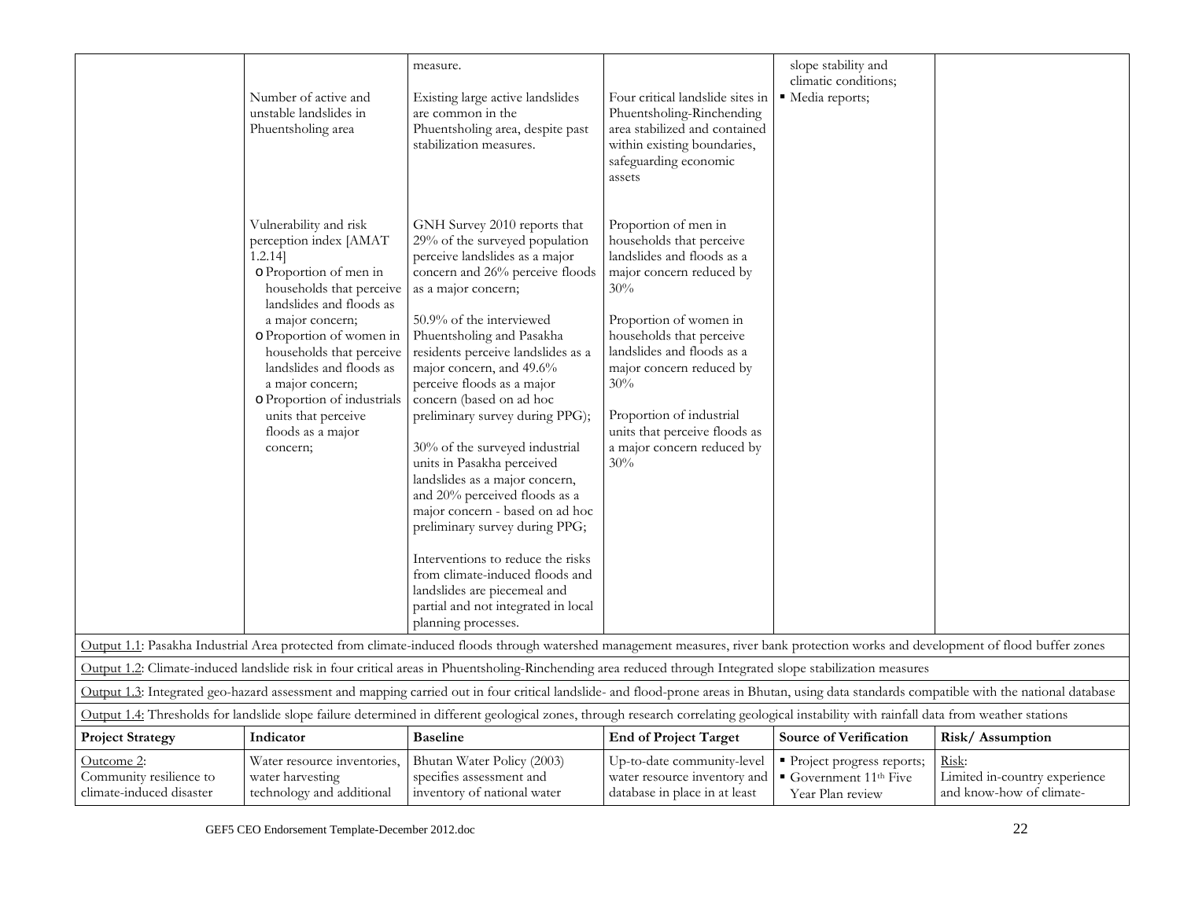| Project Strategy | Indicator | Baseline | End of Project Target | Source of Verification | Risk/ Assumption |
|---|---|---|---|---|---|
| | | measure. | | slope stability and climatic conditions; | |
| | Number of active and unstable landslides in Phuentsholing area | Existing large active landslides are common in the Phuentsholing area, despite past stabilization measures. | Four critical landslide sites in Phuentsholing-Rinchending area stabilized and contained within existing boundaries, safeguarding economic assets | ▪ Media reports; | |
| | Vulnerability and risk perception index [AMAT 1.2.14]<br>o Proportion of men in households that perceive landslides and floods as a major concern;<br>o Proportion of women in households that perceive landslides and floods as a major concern;<br>o Proportion of industrials units that perceive floods as a major concern; | GNH Survey 2010 reports that 29% of the surveyed population perceive landslides as a major concern and 26% perceive floods as a major concern;<br><br>50.9% of the interviewed Phuentsholing and Pasakha residents perceive landslides as a major concern, and 49.6% perceive floods as a major concern (based on ad hoc preliminary survey during PPG);<br><br>30% of the surveyed industrial units in Pasakha perceived landslides as a major concern, and 20% perceived floods as a major concern - based on ad hoc preliminary survey during PPG;<br><br>Interventions to reduce the risks from climate-induced floods and landslides are piecemeal and partial and not integrated in local planning processes. | Proportion of men in households that perceive landslides and floods as a major concern reduced by 30%<br><br>Proportion of women in households that perceive landslides and floods as a major concern reduced by 30%<br><br>Proportion of industrial units that perceive floods as a major concern reduced by 30% | | |
| Output 1.1: Pasakha Industrial Area protected from climate-induced floods through watershed management measures, river bank protection works and development of flood buffer zones | | | | | |
| Output 1.2: Climate-induced landslide risk in four critical areas in Phuentsholing-Rinchending area reduced through Integrated slope stabilization measures | | | | | |
| Output 1.3: Integrated geo-hazard assessment and mapping carried out in four critical landslide- and flood-prone areas in Bhutan, using data standards compatible with the national database | | | | | |
| Output 1.4: Thresholds for landslide slope failure determined in different geological zones, through research correlating geological instability with rainfall data from weather stations | | | | | |
| **Project Strategy** | **Indicator** | **Baseline** | **End of Project Target** | **Source of Verification** | **Risk/ Assumption** |
| Outcome 2: Community resilience to climate-induced disaster | Water resource inventories, water harvesting technology and additional | Bhutan Water Policy (2003) specifies assessment and inventory of national water | Up-to-date community-level water resource inventory and database in place in at least | ▪ Project progress reports;<br>▪ Government 11th Five Year Plan review | Risk: Limited in-country experience and know-how of climate- |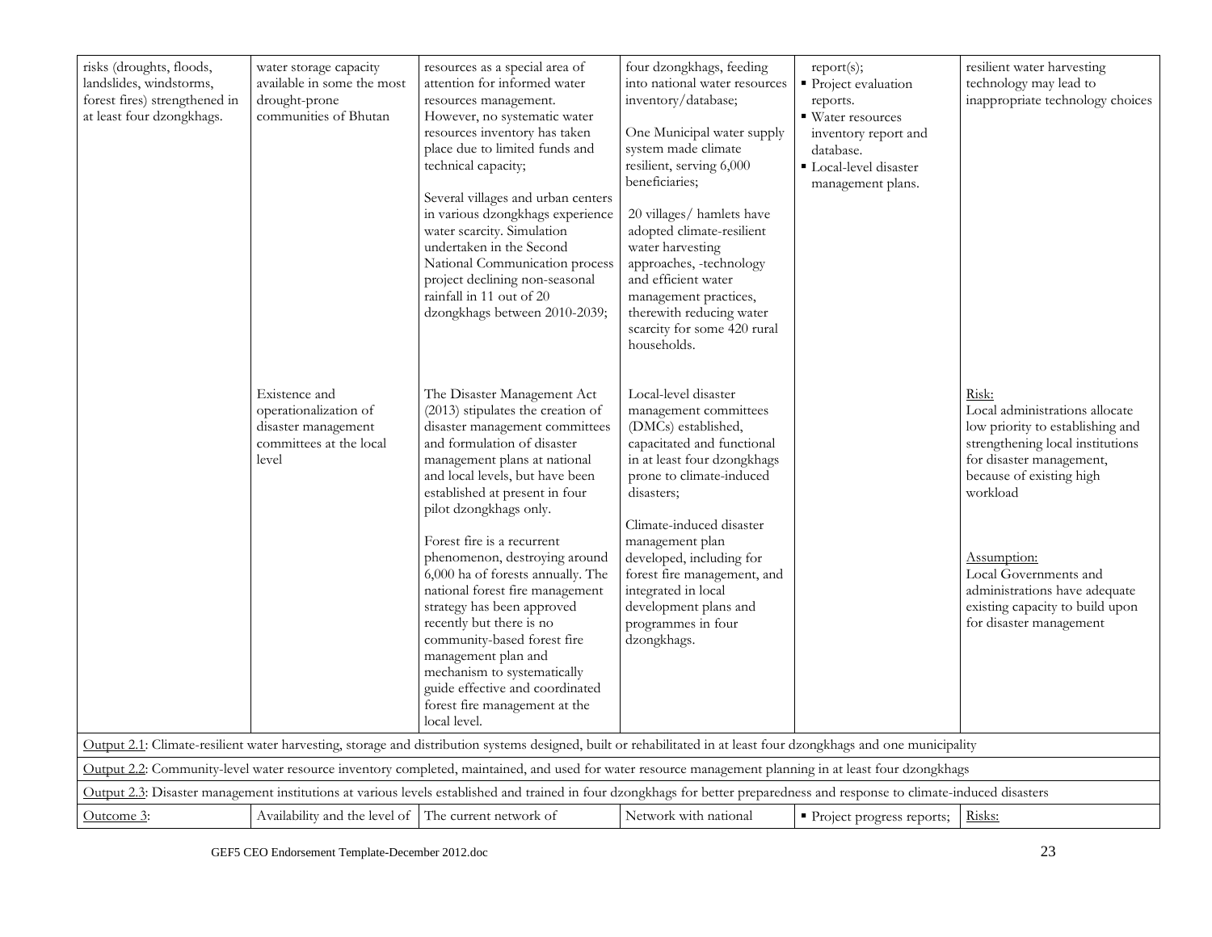| | | | | | |
|---|---|---|---|---|---|
| risks (droughts, floods, landslides, windstorms, forest fires) strengthened in at least four dzongkhags. | water storage capacity available in some the most drought-prone communities of Bhutan | resources as a special area of attention for informed water resources management. However, no systematic water resources inventory has taken place due to limited funds and technical capacity;<br><br>Several villages and urban centers in various dzongkhags experience water scarcity. Simulation undertaken in the Second National Communication process project declining non-seasonal rainfall in 11 out of 20 dzongkhags between 2010-2039; | four dzongkhags, feeding into national water resources inventory/database;<br><br>One Municipal water supply system made climate resilient, serving 6,000 beneficiaries;<br><br>20 villages/ hamlets have adopted climate-resilient water harvesting approaches, -technology and efficient water management practices, therewith reducing water scarcity for some 420 rural households. | report(s);<br>▪ Project evaluation reports.<br>▪ Water resources inventory report and database.<br>▪ Local-level disaster management plans. | resilient water harvesting technology may lead to inappropriate technology choices |
| | Existence and operationalization of disaster management committees at the local level | The Disaster Management Act (2013) stipulates the creation of disaster management committees and formulation of disaster management plans at national and local levels, but have been established at present in four pilot dzongkhags only.<br><br>Forest fire is a recurrent phenomenon, destroying around 6,000 ha of forests annually. The national forest fire management strategy has been approved recently but there is no community-based forest fire management plan and mechanism to systematically guide effective and coordinated forest fire management at the local level. | Local-level disaster management committees (DMCs) established, capacitated and functional in at least four dzongkhags prone to climate-induced disasters;<br><br>Climate-induced disaster management plan developed, including for forest fire management, and integrated in local development plans and programmes in four dzongkhags. | | Risk:<br>Local administrations allocate low priority to establishing and strengthening local institutions for disaster management, because of existing high workload<br><br>Assumption:<br>Local Governments and administrations have adequate existing capacity to build upon for disaster management |
| Output 2.1: Climate-resilient water harvesting, storage and distribution systems designed, built or rehabilitated in at least four dzongkhags and one municipality | | | | | |
| Output 2.2: Community-level water resource inventory completed, maintained, and used for water resource management planning in at least four dzongkhags | | | | | |
| Output 2.3: Disaster management institutions at various levels established and trained in four dzongkhags for better preparedness and response to climate-induced disasters | | | | | |
| Outcome 3: | Availability and the level of | The current network of | Network with national | ▪ Project progress reports; | Risks: |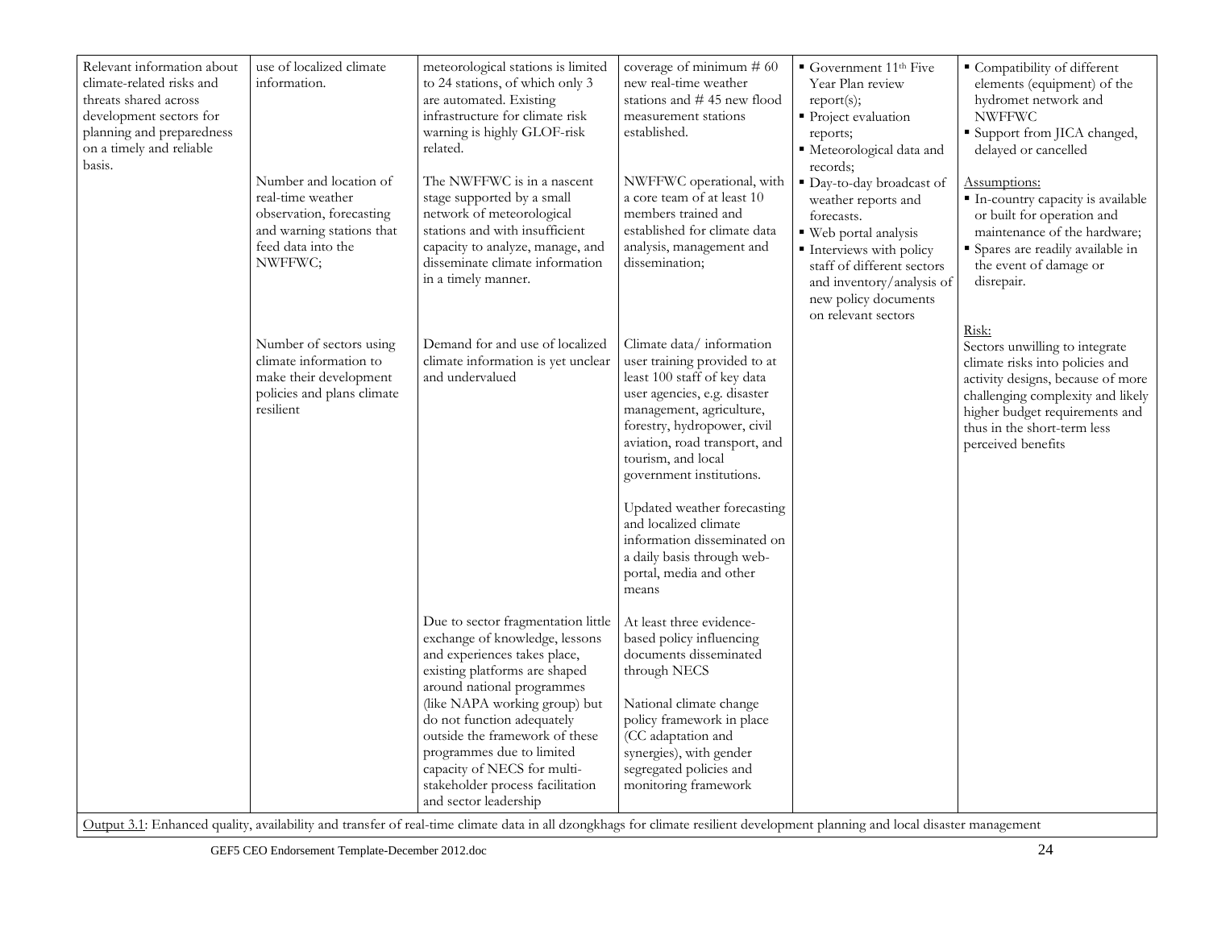| | | | | | |
|---|---|---|---|---|---|
| Relevant information about climate-related risks and threats shared across development sectors for planning and preparedness on a timely and reliable basis. | use of localized climate information. | meteorological stations is limited to 24 stations, of which only 3 are automated. Existing infrastructure for climate risk warning is highly GLOF-risk related. | coverage of minimum # 60 new real-time weather stations and # 45 new flood measurement stations established. | ▪ Government 11th Five Year Plan review report(s);<br>▪ Project evaluation reports;<br>▪ Meteorological data and records;<br>▪ Day-to-day broadcast of weather reports and forecasts.<br>▪ Web portal analysis<br>▪ Interviews with policy staff of different sectors and inventory/analysis of new policy documents on relevant sectors | ▪ Compatibility of different elements (equipment) of the hydromet network and NWFFWC<br>▪ Support from JICA changed, delayed or cancelled<br><br>Assumptions:<br>▪ In-country capacity is available or built for operation and maintenance of the hardware;<br>▪ Spares are readily available in the event of damage or disrepair.<br><br>Risk:<br>Sectors unwilling to integrate climate risks into policies and activity designs, because of more challenging complexity and likely higher budget requirements and thus in the short-term less perceived benefits |
| | Number and location of real-time weather observation, forecasting and warning stations that feed data into the NWFFWC; | The NWFFWC is in a nascent stage supported by a small network of meteorological stations and with insufficient capacity to analyze, manage, and disseminate climate information in a timely manner. | NWFFWC operational, with a core team of at least 10 members trained and established for climate data analysis, management and dissemination; | | |
| | Number of sectors using climate information to make their development policies and plans climate resilient | Demand for and use of localized climate information is yet unclear and undervalued | Climate data/ information user training provided to at least 100 staff of key data user agencies, e.g. disaster management, agriculture, forestry, hydropower, civil aviation, road transport, and tourism, and local government institutions.<br><br>Updated weather forecasting and localized climate information disseminated on a daily basis through web-portal, media and other means | | |
| | | Due to sector fragmentation little exchange of knowledge, lessons and experiences takes place, existing platforms are shaped around national programmes (like NAPA working group) but do not function adequately outside the framework of these programmes due to limited capacity of NECS for multi-stakeholder process facilitation and sector leadership | At least three evidence-based policy influencing documents disseminated through NECS<br><br>National climate change policy framework in place (CC adaptation and synergies), with gender segregated policies and monitoring framework | | |

Output 3.1: Enhanced quality, availability and transfer of real-time climate data in all dzongkhags for climate resilient development planning and local disaster management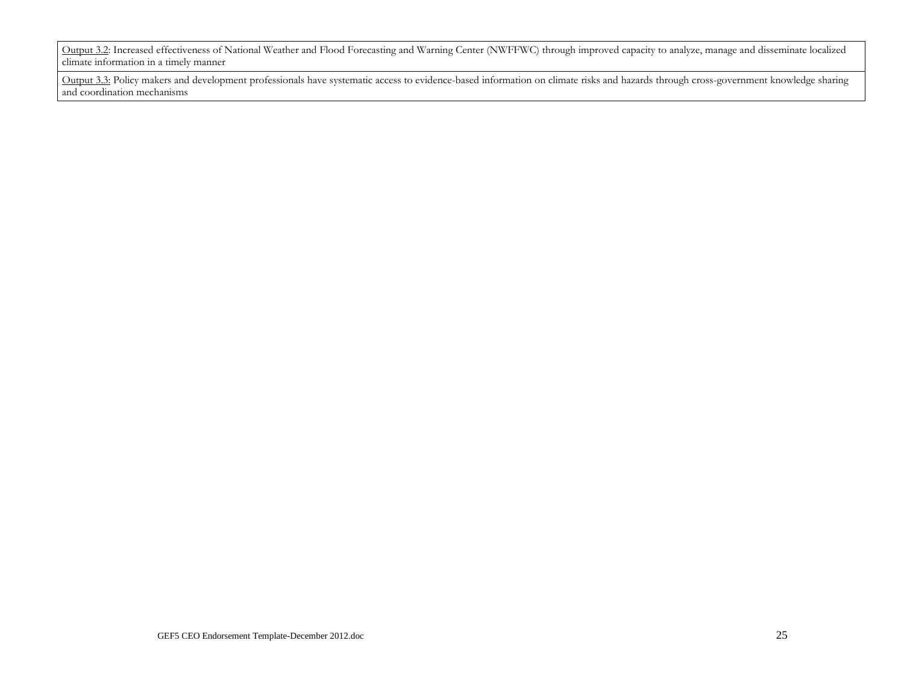| |
|---|
| <u>Output 3.2</u>: Increased effectiveness of National Weather and Flood Forecasting and Warning Center (NWFFWC) through improved capacity to analyze, manage and disseminate localized climate information in a timely manner |
| <u>Output 3.3:</u> Policy makers and development professionals have systematic access to evidence-based information on climate risks and hazards through cross-government knowledge sharing and coordination mechanisms |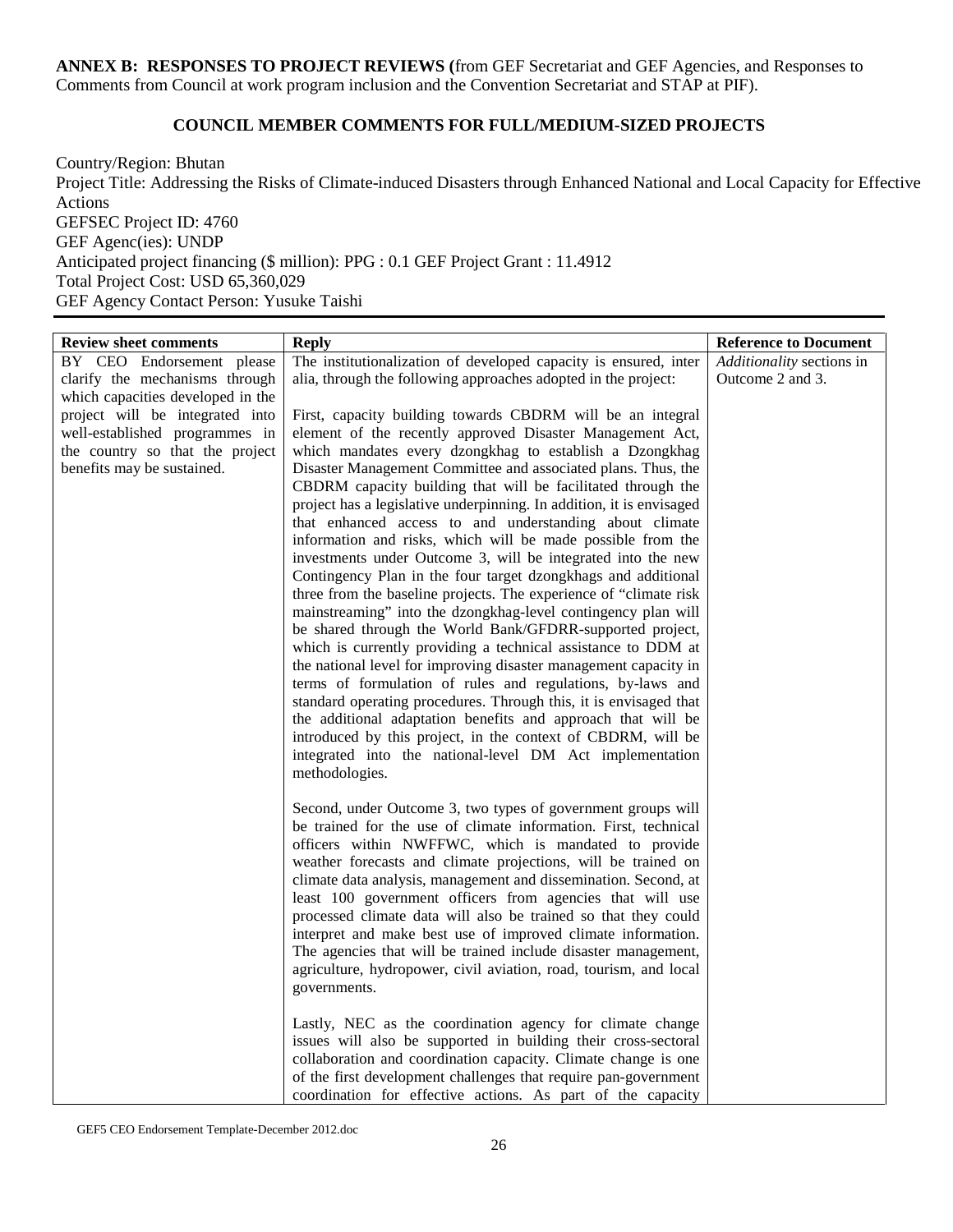**ANNEX B: RESPONSES TO PROJECT REVIEWS (**from GEF Secretariat and GEF Agencies, and Responses to Comments from Council at work program inclusion and the Convention Secretariat and STAP at PIF).

**COUNCIL MEMBER COMMENTS FOR FULL/MEDIUM-SIZED PROJECTS**

Country/Region: Bhutan
Project Title: Addressing the Risks of Climate-induced Disasters through Enhanced National and Local Capacity for Effective Actions
GEFSEC Project ID: 4760
GEF Agenc(ies): UNDP
Anticipated project financing ($ million): PPG : 0.1 GEF Project Grant : 11.4912
Total Project Cost: USD 65,360,029
GEF Agency Contact Person: Yusuke Taishi

| Review sheet comments | Reply | Reference to Document |
|---|---|---|
| BY CEO Endorsement please clarify the mechanisms through which capacities developed in the project will be integrated into well-established programmes in the country so that the project benefits may be sustained. | The institutionalization of developed capacity is ensured, inter alia, through the following approaches adopted in the project:<br><br>First, capacity building towards CBDRM will be an integral element of the recently approved Disaster Management Act, which mandates every dzongkhag to establish a Dzongkhag Disaster Management Committee and associated plans. Thus, the CBDRM capacity building that will be facilitated through the project has a legislative underpinning. In addition, it is envisaged that enhanced access to and understanding about climate information and risks, which will be made possible from the investments under Outcome 3, will be integrated into the new Contingency Plan in the four target dzongkhags and additional three from the baseline projects. The experience of "climate risk mainstreaming" into the dzongkhag-level contingency plan will be shared through the World Bank/GFDRR-supported project, which is currently providing a technical assistance to DDM at the national level for improving disaster management capacity in terms of formulation of rules and regulations, by-laws and standard operating procedures. Through this, it is envisaged that the additional adaptation benefits and approach that will be introduced by this project, in the context of CBDRM, will be integrated into the national-level DM Act implementation methodologies.<br><br>Second, under Outcome 3, two types of government groups will be trained for the use of climate information. First, technical officers within NWFFWC, which is mandated to provide weather forecasts and climate projections, will be trained on climate data analysis, management and dissemination. Second, at least 100 government officers from agencies that will use processed climate data will also be trained so that they could interpret and make best use of improved climate information. The agencies that will be trained include disaster management, agriculture, hydropower, civil aviation, road, tourism, and local governments.<br><br>Lastly, NEC as the coordination agency for climate change issues will also be supported in building their cross-sectoral collaboration and coordination capacity. Climate change is one of the first development challenges that require pan-government coordination for effective actions. As part of the capacity | *Additionality* sections in Outcome 2 and 3. |

GEF5 CEO Endorsement Template-December 2012.doc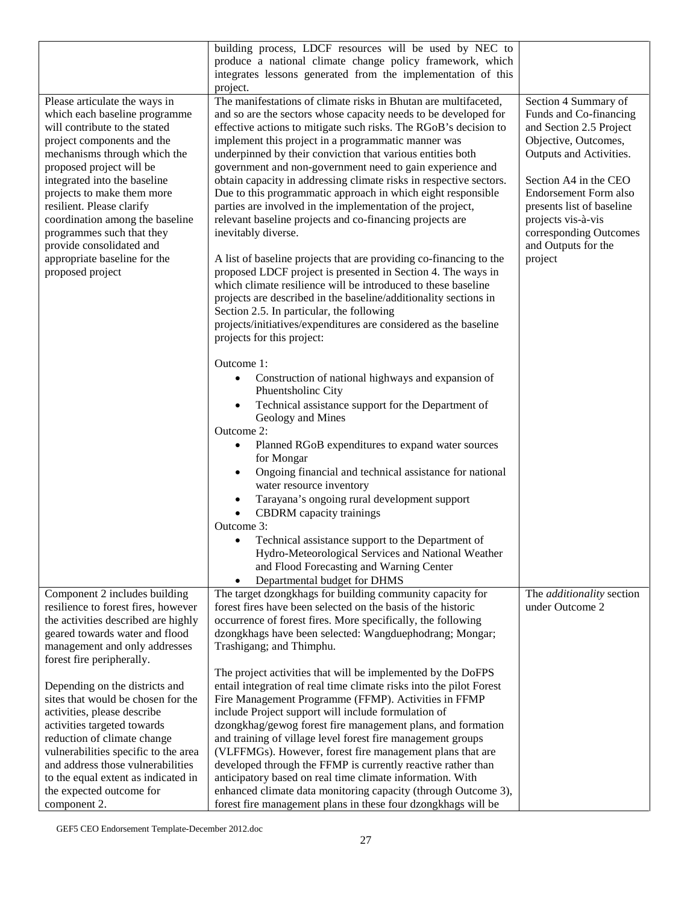| | | |
|---|---|---|
| | building process, LDCF resources will be used by NEC to produce a national climate change policy framework, which integrates lessons generated from the implementation of this project. | |
| Please articulate the ways in which each baseline programme will contribute to the stated project components and the mechanisms through which the proposed project will be integrated into the baseline projects to make them more resilient. Please clarify coordination among the baseline programmes such that they provide consolidated and appropriate baseline for the proposed project | The manifestations of climate risks in Bhutan are multifaceted, and so are the sectors whose capacity needs to be developed for effective actions to mitigate such risks. The RGoB's decision to implement this project in a programmatic manner was underpinned by their conviction that various entities both government and non-government need to gain experience and obtain capacity in addressing climate risks in respective sectors. Due to this programmatic approach in which eight responsible parties are involved in the implementation of the project, relevant baseline projects and co-financing projects are inevitably diverse.<br><br>A list of baseline projects that are providing co-financing to the proposed LDCF project is presented in Section 4. The ways in which climate resilience will be introduced to these baseline projects are described in the baseline/additionality sections in Section 2.5. In particular, the following projects/initiatives/expenditures are considered as the baseline projects for this project:<br><br>Outcome 1:<br>• Construction of national highways and expansion of Phuentsholinc City<br>• Technical assistance support for the Department of Geology and Mines<br>Outcome 2:<br>• Planned RGoB expenditures to expand water sources for Mongar<br>• Ongoing financial and technical assistance for national water resource inventory<br>• Tarayana's ongoing rural development support<br>• CBDRM capacity trainings<br>Outcome 3:<br>• Technical assistance support to the Department of Hydro-Meteorological Services and National Weather and Flood Forecasting and Warning Center<br>• Departmental budget for DHMS | Section 4 Summary of Funds and Co-financing and Section 2.5 Project Objective, Outcomes, Outputs and Activities.<br><br>Section A4 in the CEO Endorsement Form also presents list of baseline projects vis-à-vis corresponding Outcomes and Outputs for the project |
| Component 2 includes building resilience to forest fires, however the activities described are highly geared towards water and flood management and only addresses forest fire peripherally.<br><br>Depending on the districts and sites that would be chosen for the activities, please describe activities targeted towards reduction of climate change vulnerabilities specific to the area and address those vulnerabilities to the equal extent as indicated in the expected outcome for component 2. | The target dzongkhags for building community capacity for forest fires have been selected on the basis of the historic occurrence of forest fires. More specifically, the following dzongkhags have been selected: Wangduephodrang; Mongar; Trashigang; and Thimphu.<br><br>The project activities that will be implemented by the DoFPS entail integration of real time climate risks into the pilot Forest Fire Management Programme (FFMP). Activities in FFMP include Project support will include formulation of dzongkhag/gewog forest fire management plans, and formation and training of village level forest fire management groups (VLFFMGs). However, forest fire management plans that are developed through the FFMP is currently reactive rather than anticipatory based on real time climate information. With enhanced climate data monitoring capacity (through Outcome 3), forest fire management plans in these four dzongkhags will be | The *additionality* section under Outcome 2 |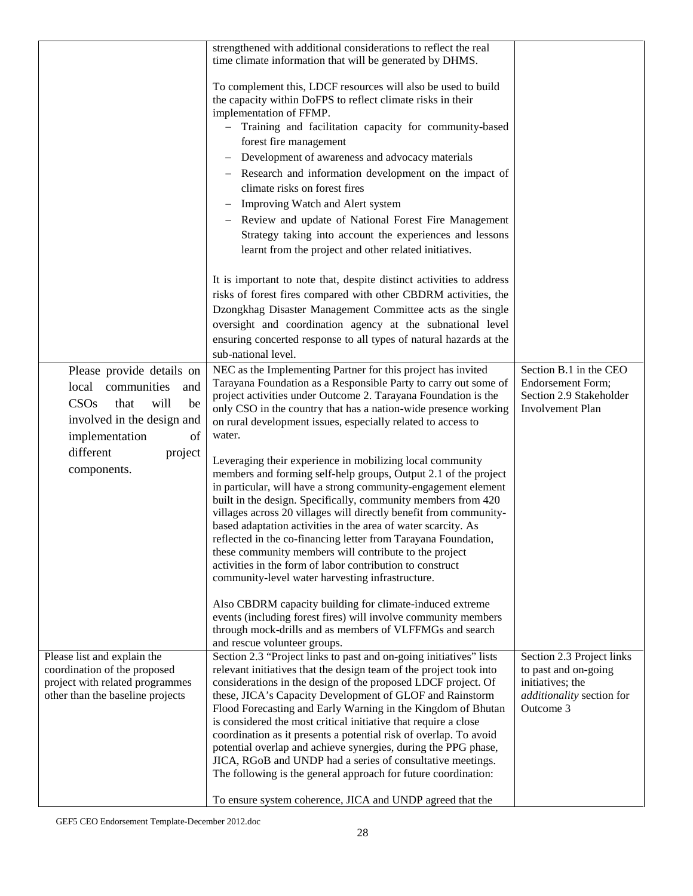| | | |
|---|---|---|
| | strengthened with additional considerations to reflect the real time climate information that will be generated by DHMS.<br><br>To complement this, LDCF resources will also be used to build the capacity within DoFPS to reflect climate risks in their implementation of FFMP.<br>– Training and facilitation capacity for community-based forest fire management<br>– Development of awareness and advocacy materials<br>– Research and information development on the impact of climate risks on forest fires<br>– Improving Watch and Alert system<br>– Review and update of National Forest Fire Management Strategy taking into account the experiences and lessons learnt from the project and other related initiatives.<br><br>It is important to note that, despite distinct activities to address risks of forest fires compared with other CBDRM activities, the Dzongkhag Disaster Management Committee acts as the single oversight and coordination agency at the subnational level ensuring concerted response to all types of natural hazards at the sub-national level. | |
| Please provide details on local communities and CSOs that will be involved in the design and implementation of different project components. | NEC as the Implementing Partner for this project has invited Tarayana Foundation as a Responsible Party to carry out some of project activities under Outcome 2. Tarayana Foundation is the only CSO in the country that has a nation-wide presence working on rural development issues, especially related to access to water.<br><br>Leveraging their experience in mobilizing local community members and forming self-help groups, Output 2.1 of the project in particular, will have a strong community-engagement element built in the design. Specifically, community members from 420 villages across 20 villages will directly benefit from community-based adaptation activities in the area of water scarcity. As reflected in the co-financing letter from Tarayana Foundation, these community members will contribute to the project activities in the form of labor contribution to construct community-level water harvesting infrastructure.<br><br>Also CBDRM capacity building for climate-induced extreme events (including forest fires) will involve community members through mock-drills and as members of VLFFMGs and search and rescue volunteer groups. | Section B.1 in the CEO Endorsement Form; Section 2.9 Stakeholder Involvement Plan |
| Please list and explain the coordination of the proposed project with related programmes other than the baseline projects | Section 2.3 "Project links to past and on-going initiatives" lists relevant initiatives that the design team of the project took into considerations in the design of the proposed LDCF project. Of these, JICA's Capacity Development of GLOF and Rainstorm Flood Forecasting and Early Warning in the Kingdom of Bhutan is considered the most critical initiative that require a close coordination as it presents a potential risk of overlap. To avoid potential overlap and achieve synergies, during the PPG phase, JICA, RGoB and UNDP had a series of consultative meetings. The following is the general approach for future coordination:<br><br>To ensure system coherence, JICA and UNDP agreed that the | Section 2.3 Project links to past and on-going initiatives; the *additionality* section for Outcome 3 |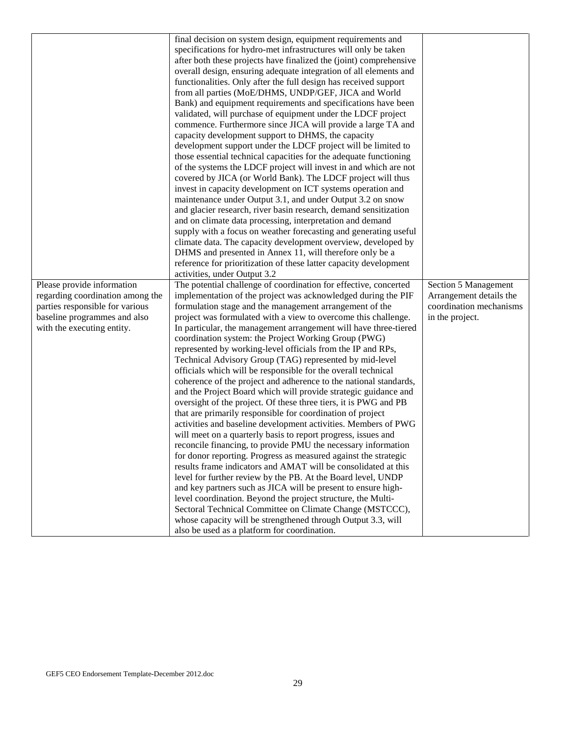| | | |
|---|---|---|
| | final decision on system design, equipment requirements and specifications for hydro-met infrastructures will only be taken after both these projects have finalized the (joint) comprehensive overall design, ensuring adequate integration of all elements and functionalities. Only after the full design has received support from all parties (MoE/DHMS, UNDP/GEF, JICA and World Bank) and equipment requirements and specifications have been validated, will purchase of equipment under the LDCF project commence. Furthermore since JICA will provide a large TA and capacity development support to DHMS, the capacity development support under the LDCF project will be limited to those essential technical capacities for the adequate functioning of the systems the LDCF project will invest in and which are not covered by JICA (or World Bank). The LDCF project will thus invest in capacity development on ICT systems operation and maintenance under Output 3.1, and under Output 3.2 on snow and glacier research, river basin research, demand sensitization and on climate data processing, interpretation and demand supply with a focus on weather forecasting and generating useful climate data. The capacity development overview, developed by DHMS and presented in Annex 11, will therefore only be a reference for prioritization of these latter capacity development activities, under Output 3.2 | |
| Please provide information regarding coordination among the parties responsible for various baseline programmes and also with the executing entity. | The potential challenge of coordination for effective, concerted implementation of the project was acknowledged during the PIF formulation stage and the management arrangement of the project was formulated with a view to overcome this challenge. In particular, the management arrangement will have three-tiered coordination system: the Project Working Group (PWG) represented by working-level officials from the IP and RPs, Technical Advisory Group (TAG) represented by mid-level officials which will be responsible for the overall technical coherence of the project and adherence to the national standards, and the Project Board which will provide strategic guidance and oversight of the project. Of these three tiers, it is PWG and PB that are primarily responsible for coordination of project activities and baseline development activities. Members of PWG will meet on a quarterly basis to report progress, issues and reconcile financing, to provide PMU the necessary information for donor reporting. Progress as measured against the strategic results frame indicators and AMAT will be consolidated at this level for further review by the PB. At the Board level, UNDP and key partners such as JICA will be present to ensure high-level coordination. Beyond the project structure, the Multi-Sectoral Technical Committee on Climate Change (MSTCCC), whose capacity will be strengthened through Output 3.3, will also be used as a platform for coordination. | Section 5 Management Arrangement details the coordination mechanisms in the project. |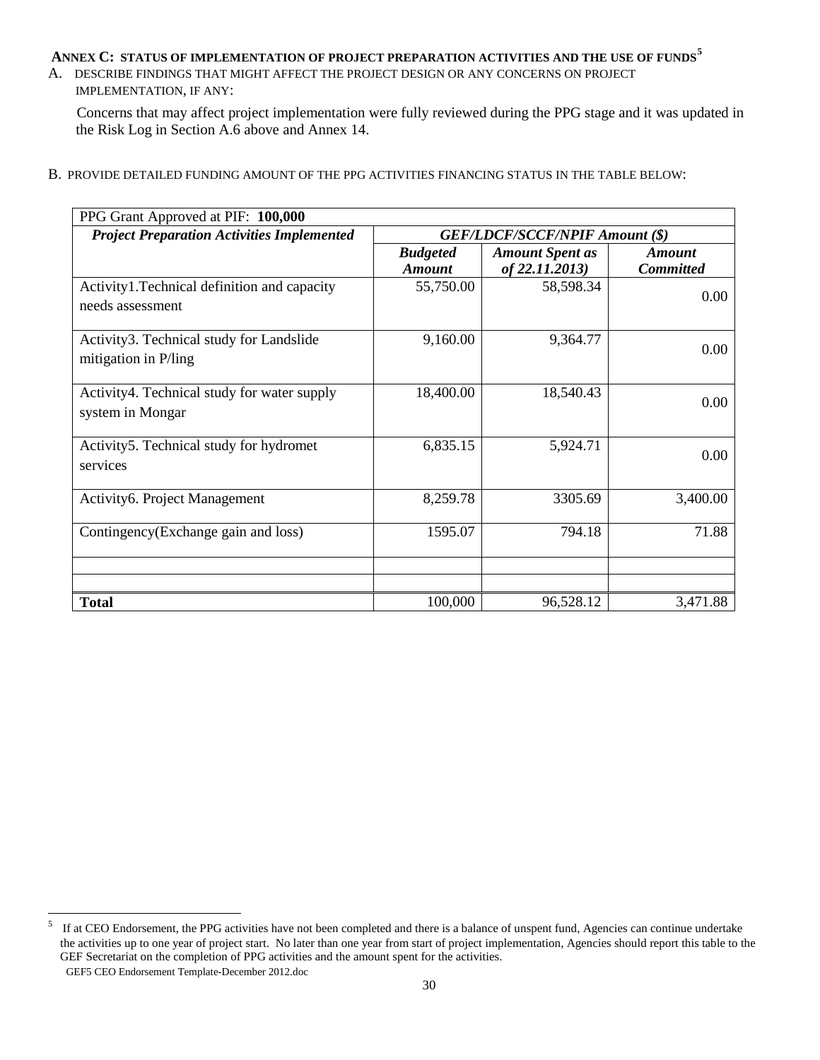## ANNEX C: STATUS OF IMPLEMENTATION OF PROJECT PREPARATION ACTIVITIES AND THE USE OF FUNDS[5]

A. DESCRIBE FINDINGS THAT MIGHT AFFECT THE PROJECT DESIGN OR ANY CONCERNS ON PROJECT IMPLEMENTATION, IF ANY:

Concerns that may affect project implementation were fully reviewed during the PPG stage and it was updated in the Risk Log in Section A.6 above and Annex 14.

B. PROVIDE DETAILED FUNDING AMOUNT OF THE PPG ACTIVITIES FINANCING STATUS IN THE TABLE BELOW:

| PPG Grant Approved at PIF: **100,000** | | | |
|---|---|---|---|
| ***Project Preparation Activities Implemented*** | ***GEF/LDCF/SCCF/NPIF Amount ($)*** | | |
| | ***Budgeted Amount*** | ***Amount Spent as of 22.11.2013)*** | ***Amount Committed*** |
| Activity1.Technical definition and capacity needs assessment | 55,750.00 | 58,598.34 | 0.00 |
| Activity3. Technical study for Landslide mitigation in P/ling | 9,160.00 | 9,364.77 | 0.00 |
| Activity4. Technical study for water supply system in Mongar | 18,400.00 | 18,540.43 | 0.00 |
| Activity5. Technical study for hydromet services | 6,835.15 | 5,924.71 | 0.00 |
| Activity6. Project Management | 8,259.78 | 3305.69 | 3,400.00 |
| Contingency(Exchange gain and loss) | 1595.07 | 794.18 | 71.88 |
| | | | |
| | | | |
| **Total** | 100,000 | 96,528.12 | 3,471.88 |

[5] If at CEO Endorsement, the PPG activities have not been completed and there is a balance of unspent fund, Agencies can continue undertake the activities up to one year of project start. No later than one year from start of project implementation, Agencies should report this table to the GEF Secretariat on the completion of PPG activities and the amount spent for the activities.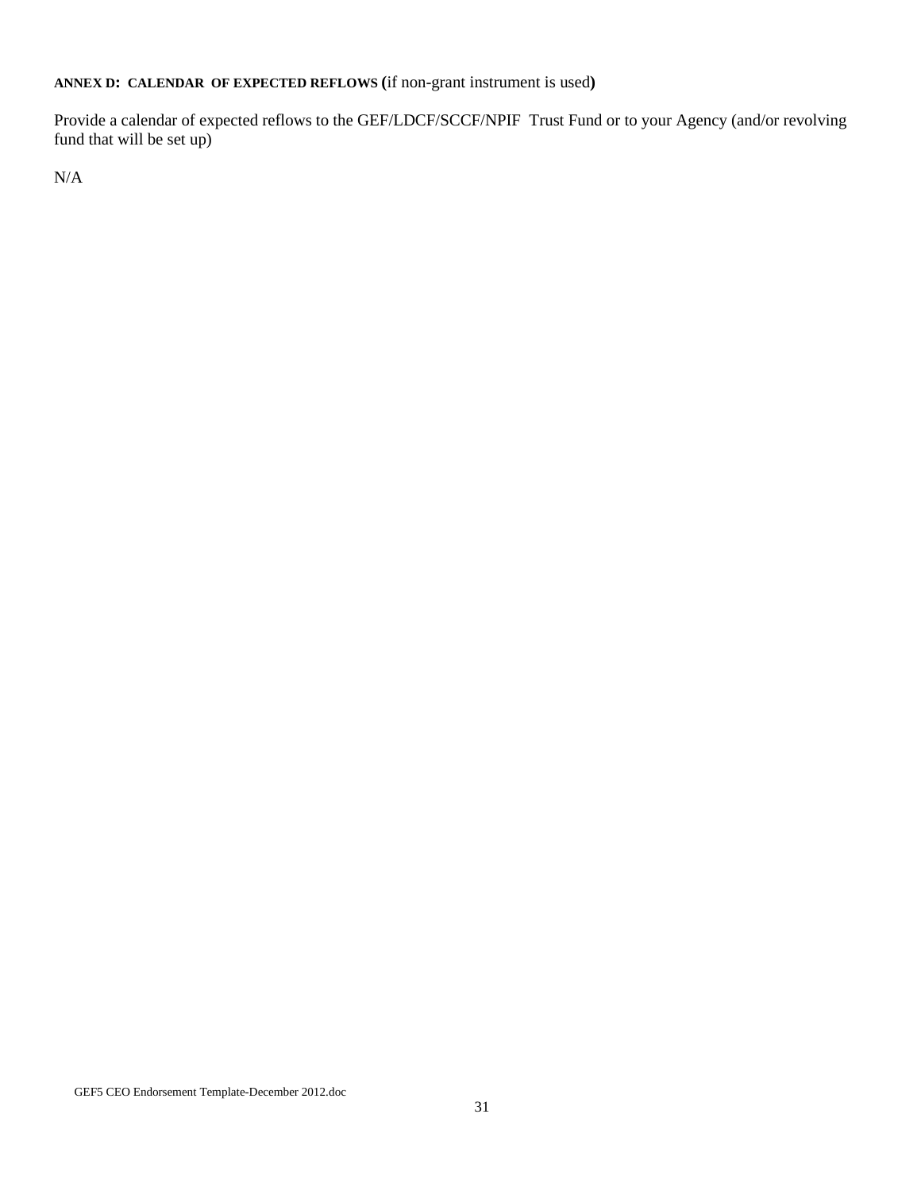**ANNEX D: CALENDAR OF EXPECTED REFLOWS (**if non-grant instrument is used**)**

Provide a calendar of expected reflows to the GEF/LDCF/SCCF/NPIF Trust Fund or to your Agency (and/or revolving fund that will be set up)

N/A